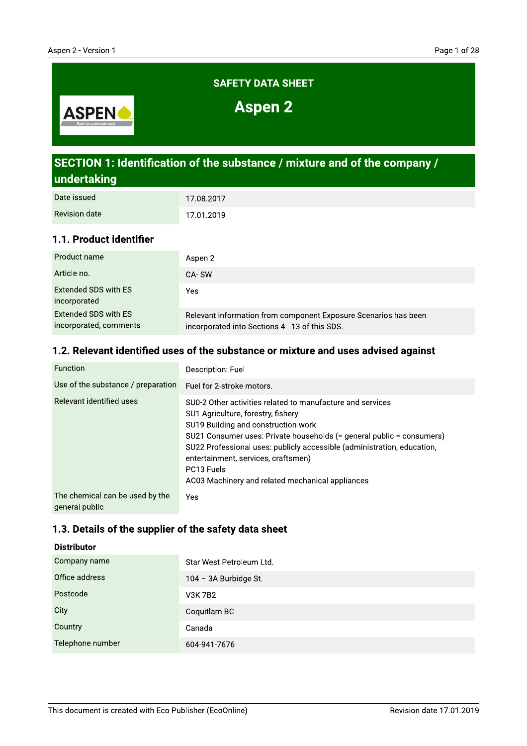# SAFETY DATA SHEET

# Aspen 2

## SECTION 1: Identification of the substance / mixture and of the company / undertaking

| | |
|---|---|
| Date issued | 17.08.2017 |
| Revision date | 17.01.2019 |

### 1.1. Product identifier

| | |
|---|---|
| Product name | Aspen 2 |
| Article no. | CA- SW |
| Extended SDS with ES incorporated | Yes |
| Extended SDS with ES incorporated, comments | Relevant information from component Exposure Scenarios has been incorporated into Sections 4 - 13 of this SDS. |

### 1.2. Relevant identified uses of the substance or mixture and uses advised against

| | |
|---|---|
| Function | Description: Fuel |
| Use of the substance / preparation | Fuel for 2-stroke motors. |
| Relevant identified uses | SU0-2 Other activities related to manufacture and services<br>SU1 Agriculture, forestry, fishery<br>SU19 Building and construction work<br>SU21 Consumer uses: Private households (= general public = consumers)<br>SU22 Professional uses: publicly accessible (administration, education, entertainment, services, craftsmen)<br>PC13 Fuels<br>AC03 Machinery and related mechanical appliances |
| The chemical can be used by the general public | Yes |

### 1.3. Details of the supplier of the safety data sheet

**Distributor**

| | |
|---|---|
| Company name | Star West Petroleum Ltd. |
| Office address | 104 – 3A Burbidge St. |
| Postcode | V3K 7B2 |
| City | Coquitlam BC |
| Country | Canada |
| Telephone number | 604-941-7676 |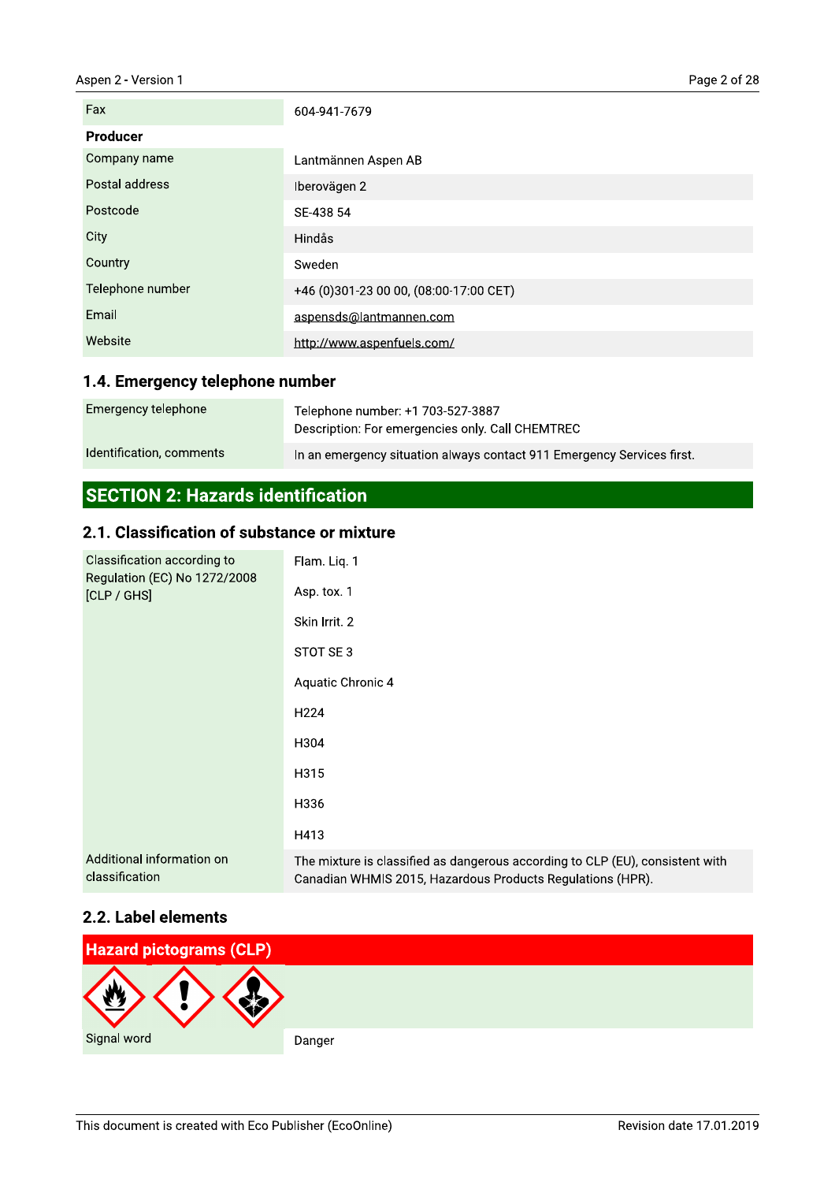| | |
|---|---|
| Fax | 604-941-7679 |
| **Producer** | |
| Company name | Lantmännen Aspen AB |
| Postal address | Iberovägen 2 |
| Postcode | SE-438 54 |
| City | Hindås |
| Country | Sweden |
| Telephone number | +46 (0)301-23 00 00, (08:00-17:00 CET) |
| Email | aspensds@lantmannen.com |
| Website | http://www.aspenfuels.com/ |

### 1.4. Emergency telephone number

| | |
|---|---|
| Emergency telephone | Telephone number: +1 703-527-3887<br>Description: For emergencies only. Call CHEMTREC |
| Identification, comments | In an emergency situation always contact 911 Emergency Services first. |

## SECTION 2: Hazards identification

### 2.1. Classification of substance or mixture

| | |
|---|---|
| Classification according to Regulation (EC) No 1272/2008 [CLP / GHS] | Flam. Liq. 1<br>Asp. tox. 1<br>Skin Irrit. 2<br>STOT SE 3<br>Aquatic Chronic 4<br>H224<br>H304<br>H315<br>H336<br>H413 |
| Additional information on classification | The mixture is classified as dangerous according to CLP (EU), consistent with Canadian WHMIS 2015, Hazardous Products Regulations (HPR). |

### 2.2. Label elements

**Hazard pictograms (CLP)**

| | |
|---|---|
| Signal word | Danger |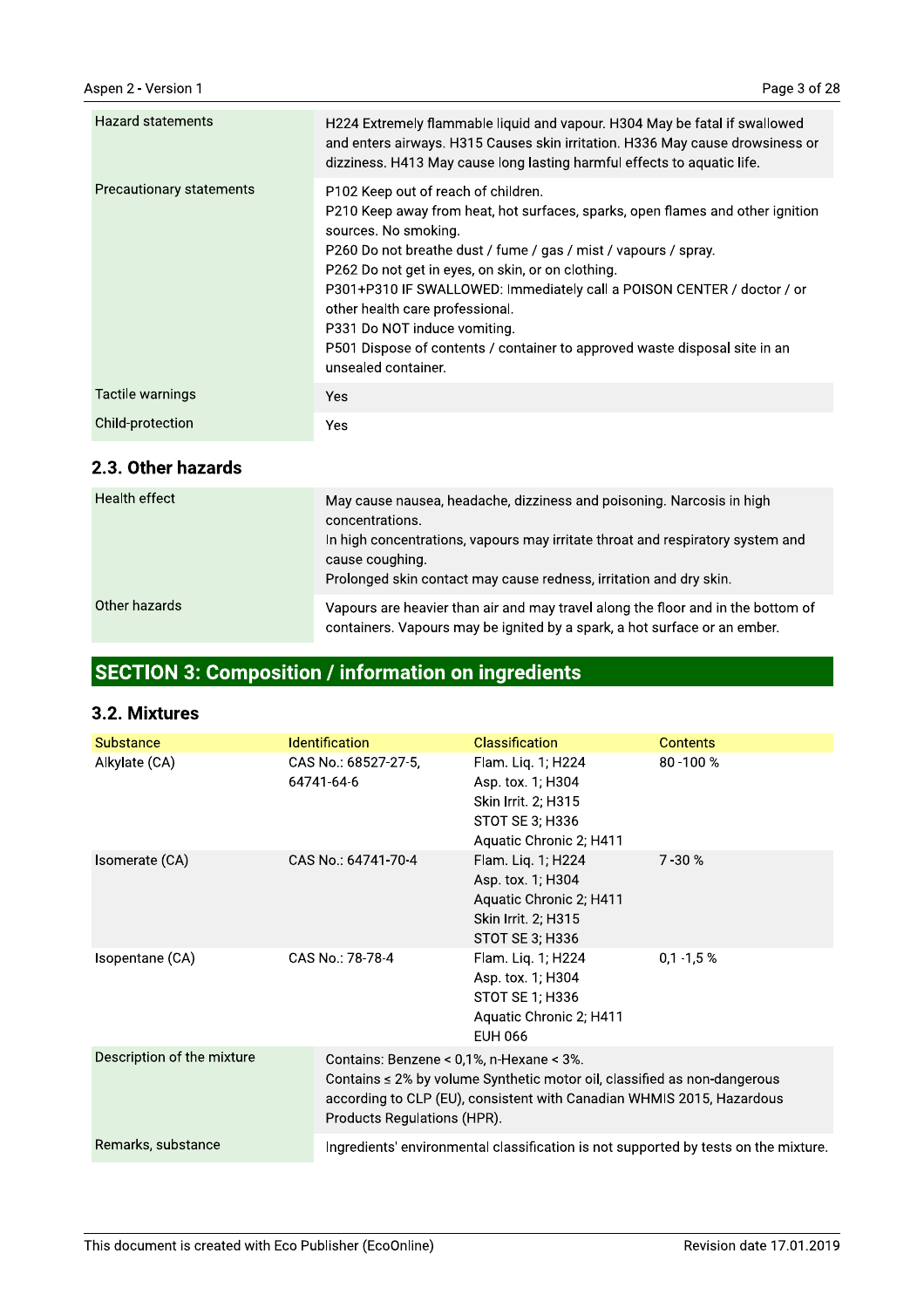| | |
|---|---|
| Hazard statements | H224 Extremely flammable liquid and vapour. H304 May be fatal if swallowed and enters airways. H315 Causes skin irritation. H336 May cause drowsiness or dizziness. H413 May cause long lasting harmful effects to aquatic life. |
| Precautionary statements | P102 Keep out of reach of children.<br>P210 Keep away from heat, hot surfaces, sparks, open flames and other ignition sources. No smoking.<br>P260 Do not breathe dust / fume / gas / mist / vapours / spray.<br>P262 Do not get in eyes, on skin, or on clothing.<br>P301+P310 IF SWALLOWED: Immediately call a POISON CENTER / doctor / or other health care professional.<br>P331 Do NOT induce vomiting.<br>P501 Dispose of contents / container to approved waste disposal site in an unsealed container. |
| Tactile warnings | Yes |
| Child-protection | Yes |

## 2.3. Other hazards

| | |
|---|---|
| Health effect | May cause nausea, headache, dizziness and poisoning. Narcosis in high concentrations.<br>In high concentrations, vapours may irritate throat and respiratory system and cause coughing.<br>Prolonged skin contact may cause redness, irritation and dry skin. |
| Other hazards | Vapours are heavier than air and may travel along the floor and in the bottom of containers. Vapours may be ignited by a spark, a hot surface or an ember. |

# SECTION 3: Composition / information on ingredients

## 3.2. Mixtures

| Substance | Identification | Classification | Contents |
|---|---|---|---|
| Alkylate (CA) | CAS No.: 68527-27-5, 64741-64-6 | Flam. Liq. 1; H224<br>Asp. tox. 1; H304<br>Skin Irrit. 2; H315<br>STOT SE 3; H336<br>Aquatic Chronic 2; H411 | 80 -100 % |
| Isomerate (CA) | CAS No.: 64741-70-4 | Flam. Liq. 1; H224<br>Asp. tox. 1; H304<br>Aquatic Chronic 2; H411<br>Skin Irrit. 2; H315<br>STOT SE 3; H336 | 7 -30 % |
| Isopentane (CA) | CAS No.: 78-78-4 | Flam. Liq. 1; H224<br>Asp. tox. 1; H304<br>STOT SE 1; H336<br>Aquatic Chronic 2; H411<br>EUH 066 | 0,1 -1,5 % |

| | |
|---|---|
| Description of the mixture | Contains: Benzene < 0,1%, n-Hexane < 3%.<br>Contains ≤ 2% by volume Synthetic motor oil, classified as non-dangerous according to CLP (EU), consistent with Canadian WHMIS 2015, Hazardous Products Regulations (HPR). |
| Remarks, substance | Ingredients' environmental classification is not supported by tests on the mixture. |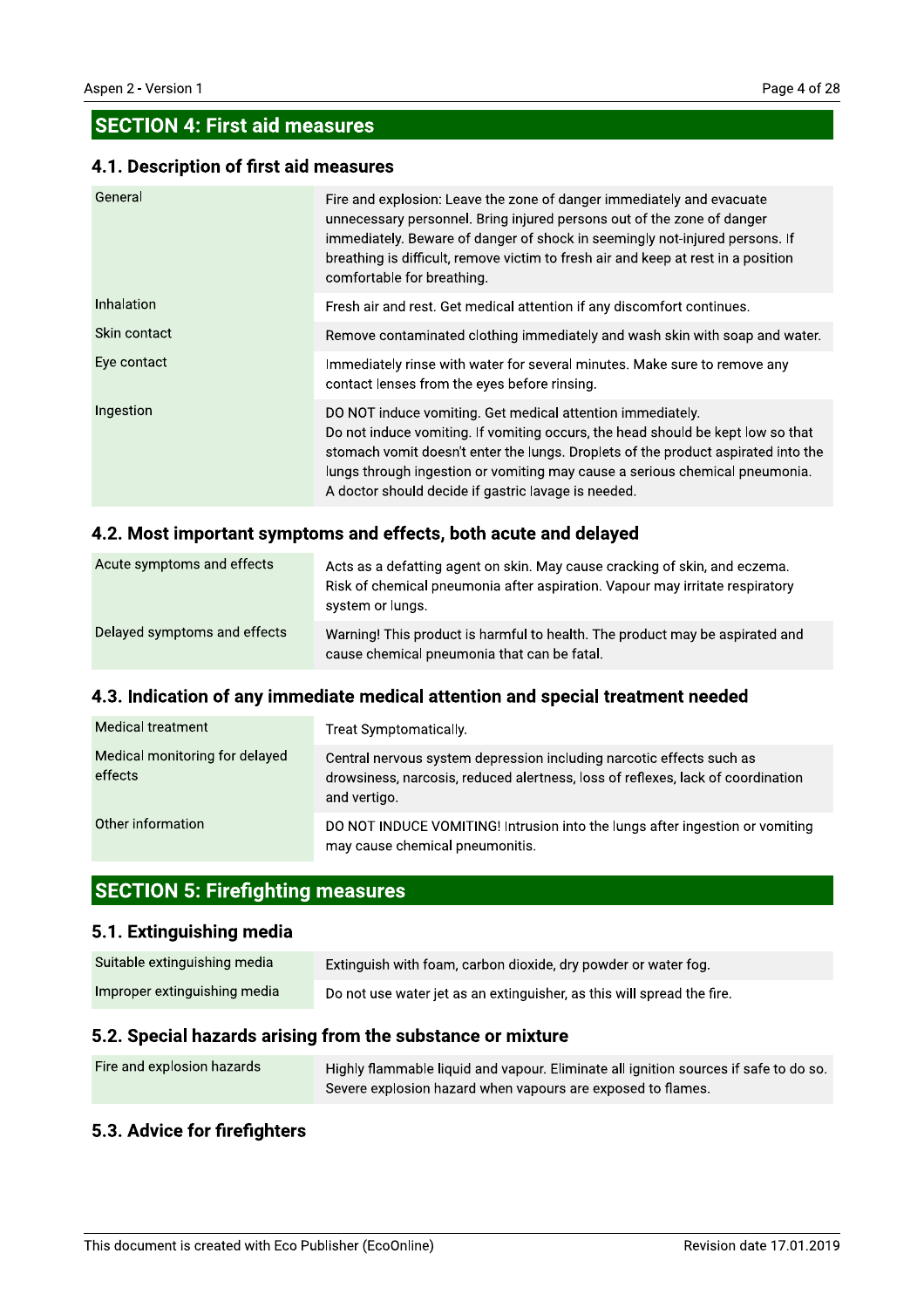## SECTION 4: First aid measures

### 4.1. Description of first aid measures

| | |
|---|---|
| General | Fire and explosion: Leave the zone of danger immediately and evacuate unnecessary personnel. Bring injured persons out of the zone of danger immediately. Beware of danger of shock in seemingly not-injured persons. If breathing is difficult, remove victim to fresh air and keep at rest in a position comfortable for breathing. |
| Inhalation | Fresh air and rest. Get medical attention if any discomfort continues. |
| Skin contact | Remove contaminated clothing immediately and wash skin with soap and water. |
| Eye contact | Immediately rinse with water for several minutes. Make sure to remove any contact lenses from the eyes before rinsing. |
| Ingestion | DO NOT induce vomiting. Get medical attention immediately.<br>Do not induce vomiting. If vomiting occurs, the head should be kept low so that stomach vomit doesn't enter the lungs. Droplets of the product aspirated into the lungs through ingestion or vomiting may cause a serious chemical pneumonia. A doctor should decide if gastric lavage is needed. |

### 4.2. Most important symptoms and effects, both acute and delayed

| | |
|---|---|
| Acute symptoms and effects | Acts as a defatting agent on skin. May cause cracking of skin, and eczema. Risk of chemical pneumonia after aspiration. Vapour may irritate respiratory system or lungs. |
| Delayed symptoms and effects | Warning! This product is harmful to health. The product may be aspirated and cause chemical pneumonia that can be fatal. |

### 4.3. Indication of any immediate medical attention and special treatment needed

| | |
|---|---|
| Medical treatment | Treat Symptomatically. |
| Medical monitoring for delayed effects | Central nervous system depression including narcotic effects such as drowsiness, narcosis, reduced alertness, loss of reflexes, lack of coordination and vertigo. |
| Other information | DO NOT INDUCE VOMITING! Intrusion into the lungs after ingestion or vomiting may cause chemical pneumonitis. |

## SECTION 5: Firefighting measures

### 5.1. Extinguishing media

| | |
|---|---|
| Suitable extinguishing media | Extinguish with foam, carbon dioxide, dry powder or water fog. |
| Improper extinguishing media | Do not use water jet as an extinguisher, as this will spread the fire. |

### 5.2. Special hazards arising from the substance or mixture

| | |
|---|---|
| Fire and explosion hazards | Highly flammable liquid and vapour. Eliminate all ignition sources if safe to do so. Severe explosion hazard when vapours are exposed to flames. |

### 5.3. Advice for firefighters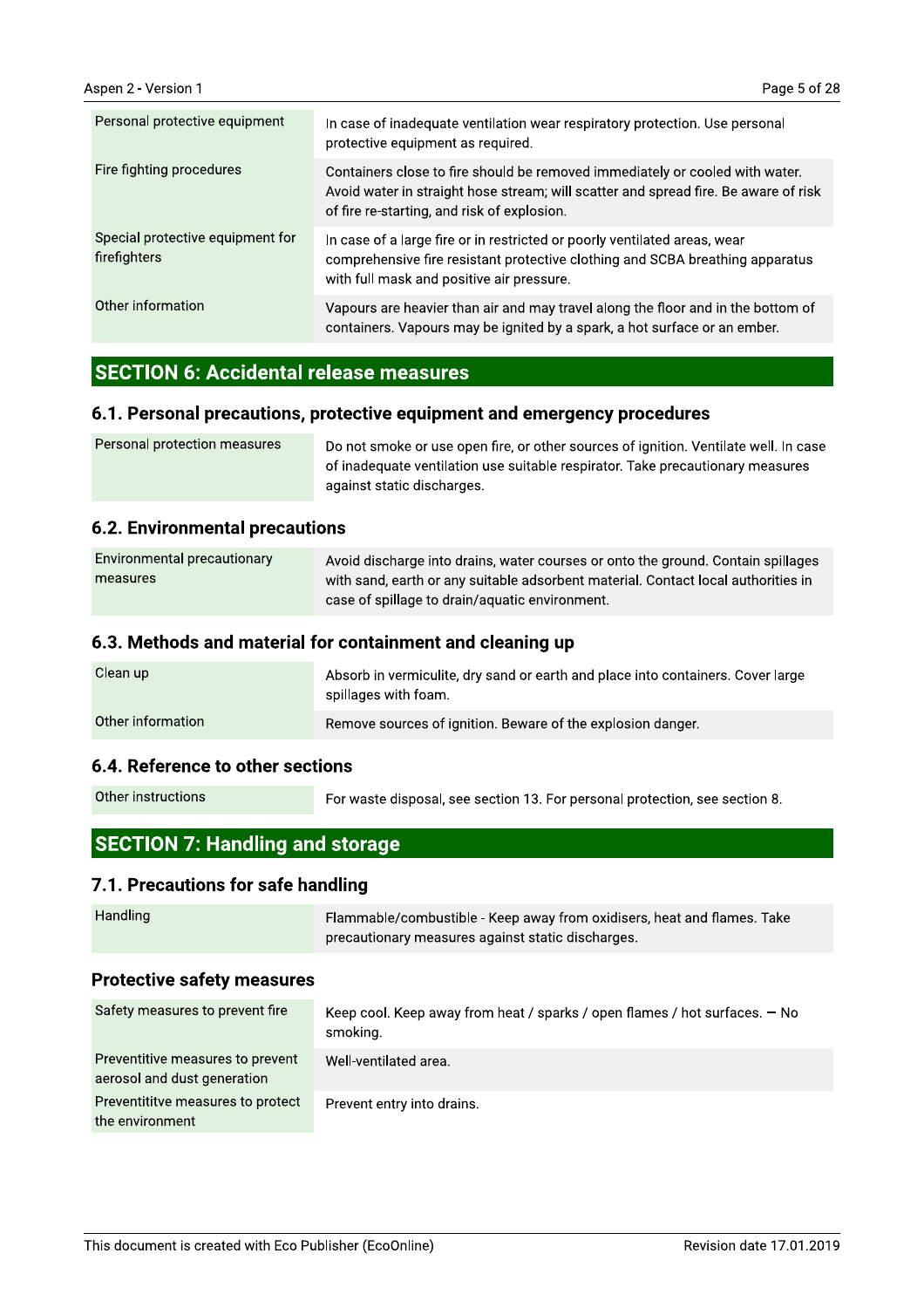| | |
|---|---|
| Personal protective equipment | In case of inadequate ventilation wear respiratory protection. Use personal protective equipment as required. |
| Fire fighting procedures | Containers close to fire should be removed immediately or cooled with water. Avoid water in straight hose stream; will scatter and spread fire. Be aware of risk of fire re-starting, and risk of explosion. |
| Special protective equipment for firefighters | In case of a large fire or in restricted or poorly ventilated areas, wear comprehensive fire resistant protective clothing and SCBA breathing apparatus with full mask and positive air pressure. |
| Other information | Vapours are heavier than air and may travel along the floor and in the bottom of containers. Vapours may be ignited by a spark, a hot surface or an ember. |

## SECTION 6: Accidental release measures

### 6.1. Personal precautions, protective equipment and emergency procedures

| | |
|---|---|
| Personal protection measures | Do not smoke or use open fire, or other sources of ignition. Ventilate well. In case of inadequate ventilation use suitable respirator. Take precautionary measures against static discharges. |

### 6.2. Environmental precautions

| | |
|---|---|
| Environmental precautionary measures | Avoid discharge into drains, water courses or onto the ground. Contain spillages with sand, earth or any suitable adsorbent material. Contact local authorities in case of spillage to drain/aquatic environment. |

### 6.3. Methods and material for containment and cleaning up

| | |
|---|---|
| Clean up | Absorb in vermiculite, dry sand or earth and place into containers. Cover large spillages with foam. |
| Other information | Remove sources of ignition. Beware of the explosion danger. |

### 6.4. Reference to other sections

| | |
|---|---|
| Other instructions | For waste disposal, see section 13. For personal protection, see section 8. |

## SECTION 7: Handling and storage

### 7.1. Precautions for safe handling

| | |
|---|---|
| Handling | Flammable/combustible - Keep away from oxidisers, heat and flames. Take precautionary measures against static discharges. |

### Protective safety measures

| | |
|---|---|
| Safety measures to prevent fire | Keep cool. Keep away from heat / sparks / open flames / hot surfaces. — No smoking. |
| Preventitive measures to prevent aerosol and dust generation | Well-ventilated area. |
| Preventititve measures to protect the environment | Prevent entry into drains. |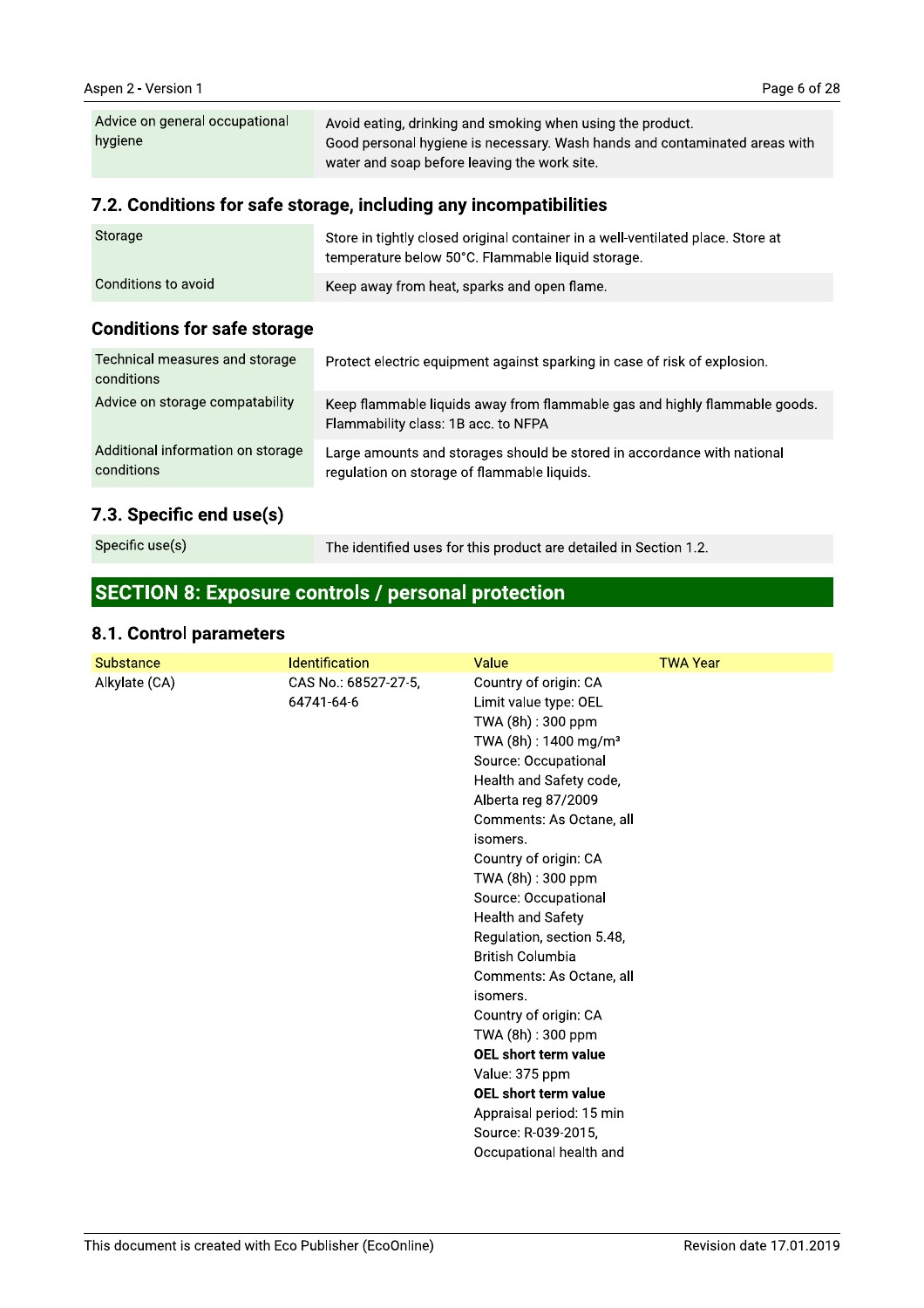| Advice on general occupational hygiene | Avoid eating, drinking and smoking when using the product.<br>Good personal hygiene is necessary. Wash hands and contaminated areas with water and soap before leaving the work site. |
|---|---|

## 7.2. Conditions for safe storage, including any incompatibilities

| Storage | Store in tightly closed original container in a well-ventilated place. Store at temperature below 50°C. Flammable liquid storage. |
|---|---|
| Conditions to avoid | Keep away from heat, sparks and open flame. |

## Conditions for safe storage

| Technical measures and storage conditions | Protect electric equipment against sparking in case of risk of explosion. |
|---|---|
| Advice on storage compatability | Keep flammable liquids away from flammable gas and highly flammable goods.<br>Flammability class: 1B acc. to NFPA |
| Additional information on storage conditions | Large amounts and storages should be stored in accordance with national regulation on storage of flammable liquids. |

## 7.3. Specific end use(s)

| Specific use(s) | The identified uses for this product are detailed in Section 1.2. |
|---|---|

# SECTION 8: Exposure controls / personal protection

## 8.1. Control parameters

| Substance | Identification | Value | TWA Year |
|---|---|---|---|
| Alkylate (CA) | CAS No.: 68527-27-5, 64741-64-6 | Country of origin: CA<br>Limit value type: OEL<br>TWA (8h) : 300 ppm<br>TWA (8h) : 1400 mg/m³<br>Source: Occupational Health and Safety code, Alberta reg 87/2009<br>Comments: As Octane, all isomers.<br>Country of origin: CA<br>TWA (8h) : 300 ppm<br>Source: Occupational Health and Safety Regulation, section 5.48, British Columbia<br>Comments: As Octane, all isomers.<br>Country of origin: CA<br>TWA (8h) : 300 ppm<br>**OEL short term value**<br>Value: 375 ppm<br>**OEL short term value**<br>Appraisal period: 15 min<br>Source: R-039-2015, Occupational health and | |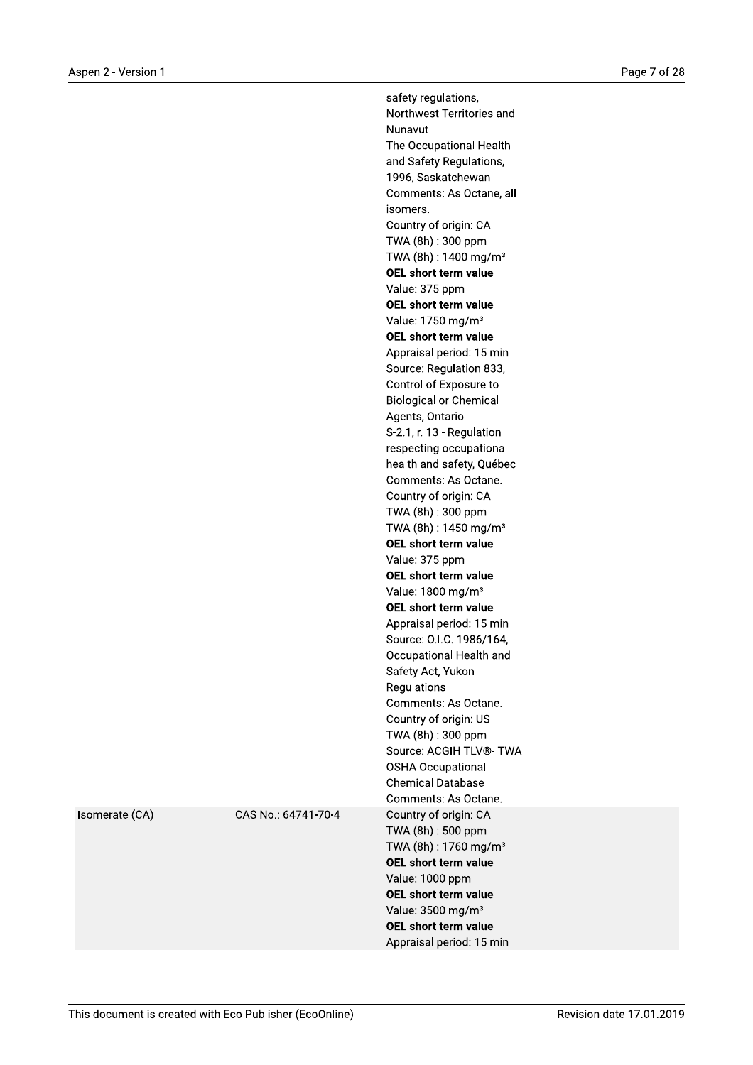| | | |
|---|---|---|
| | | safety regulations, Northwest Territories and Nunavut<br>The Occupational Health and Safety Regulations, 1996, Saskatchewan<br>Comments: As Octane, all isomers.<br>Country of origin: CA<br>TWA (8h) : 300 ppm<br>TWA (8h) : 1400 mg/m³<br>**OEL short term value**<br>Value: 375 ppm<br>**OEL short term value**<br>Value: 1750 mg/m³<br>**OEL short term value**<br>Appraisal period: 15 min<br>Source: Regulation 833, Control of Exposure to Biological or Chemical Agents, Ontario<br>S-2.1, r. 13 - Regulation respecting occupational health and safety, Québec<br>Comments: As Octane.<br>Country of origin: CA<br>TWA (8h) : 300 ppm<br>TWA (8h) : 1450 mg/m³<br>**OEL short term value**<br>Value: 375 ppm<br>**OEL short term value**<br>Value: 1800 mg/m³<br>**OEL short term value**<br>Appraisal period: 15 min<br>Source: O.I.C. 1986/164, Occupational Health and Safety Act, Yukon Regulations<br>Comments: As Octane.<br>Country of origin: US<br>TWA (8h) : 300 ppm<br>Source: ACGIH TLV®- TWA<br>OSHA Occupational Chemical Database<br>Comments: As Octane. |
| Isomerate (CA) | CAS No.: 64741-70-4 | Country of origin: CA<br>TWA (8h) : 500 ppm<br>TWA (8h) : 1760 mg/m³<br>**OEL short term value**<br>Value: 1000 ppm<br>**OEL short term value**<br>Value: 3500 mg/m³<br>**OEL short term value**<br>Appraisal period: 15 min |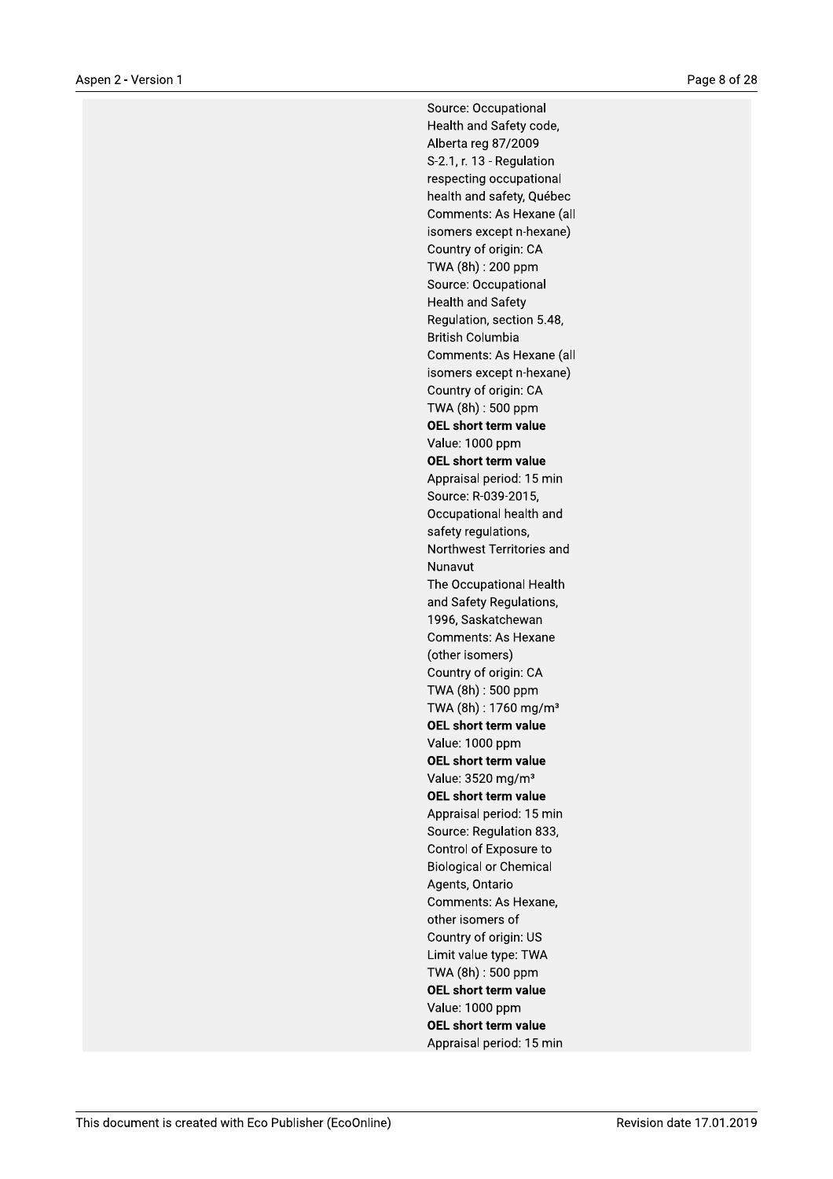Source: Occupational Health and Safety code, Alberta reg 87/2009
S-2.1, r. 13 - Regulation respecting occupational health and safety, Québec
Comments: As Hexane (all isomers except n-hexane)
Country of origin: CA
TWA (8h) : 200 ppm
Source: Occupational Health and Safety Regulation, section 5.48, British Columbia
Comments: As Hexane (all isomers except n-hexane)
Country of origin: CA
TWA (8h) : 500 ppm
**OEL short term value**
Value: 1000 ppm
**OEL short term value**
Appraisal period: 15 min
Source: R-039-2015, Occupational health and safety regulations, Northwest Territories and Nunavut
The Occupational Health and Safety Regulations, 1996, Saskatchewan
Comments: As Hexane (other isomers)
Country of origin: CA
TWA (8h) : 500 ppm
TWA (8h) : 1760 mg/m³
**OEL short term value**
Value: 1000 ppm
**OEL short term value**
Value: 3520 mg/m³
**OEL short term value**
Appraisal period: 15 min
Source: Regulation 833, Control of Exposure to Biological or Chemical Agents, Ontario
Comments: As Hexane, other isomers of
Country of origin: US
Limit value type: TWA
TWA (8h) : 500 ppm
**OEL short term value**
Value: 1000 ppm
**OEL short term value**
Appraisal period: 15 min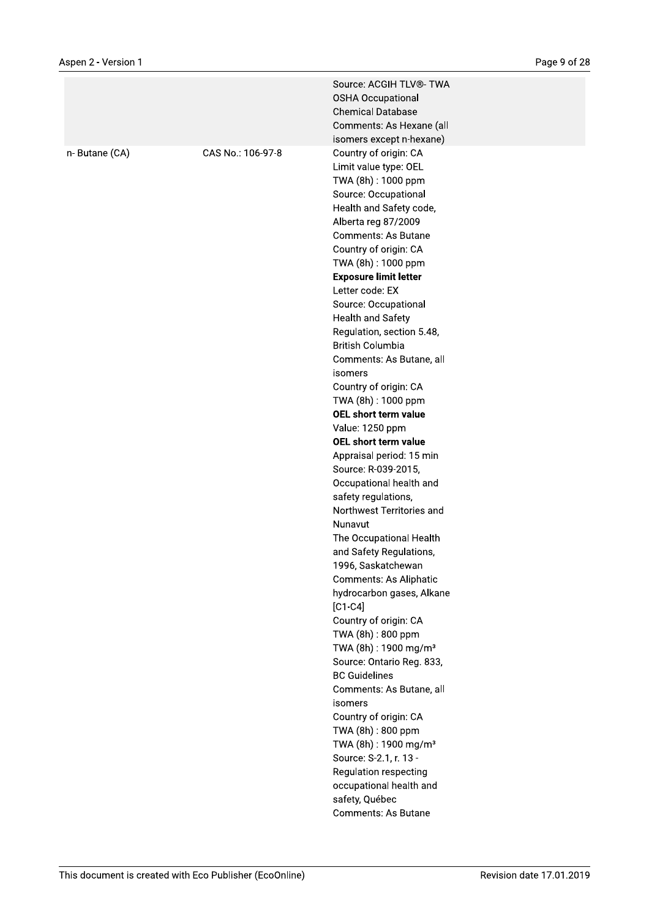| | | |
|---|---|---|
| | | Source: ACGIH TLV®- TWA<br>OSHA Occupational Chemical Database<br>Comments: As Hexane (all isomers except n-hexane) |
| n- Butane (CA) | CAS No.: 106-97-8 | Country of origin: CA<br>Limit value type: OEL<br>TWA (8h) : 1000 ppm<br>Source: Occupational Health and Safety code, Alberta reg 87/2009<br>Comments: As Butane<br>Country of origin: CA<br>TWA (8h) : 1000 ppm<br>**Exposure limit letter**<br>Letter code: EX<br>Source: Occupational Health and Safety Regulation, section 5.48, British Columbia<br>Comments: As Butane, all isomers<br>Country of origin: CA<br>TWA (8h) : 1000 ppm<br>**OEL short term value**<br>Value: 1250 ppm<br>**OEL short term value**<br>Appraisal period: 15 min<br>Source: R-039-2015, Occupational health and safety regulations, Northwest Territories and Nunavut<br>The Occupational Health and Safety Regulations, 1996, Saskatchewan<br>Comments: As Aliphatic hydrocarbon gases, Alkane [C1-C4]<br>Country of origin: CA<br>TWA (8h) : 800 ppm<br>TWA (8h) : 1900 mg/m³<br>Source: Ontario Reg. 833, BC Guidelines<br>Comments: As Butane, all isomers<br>Country of origin: CA<br>TWA (8h) : 800 ppm<br>TWA (8h) : 1900 mg/m³<br>Source: S-2.1, r. 13 - Regulation respecting occupational health and safety, Québec<br>Comments: As Butane |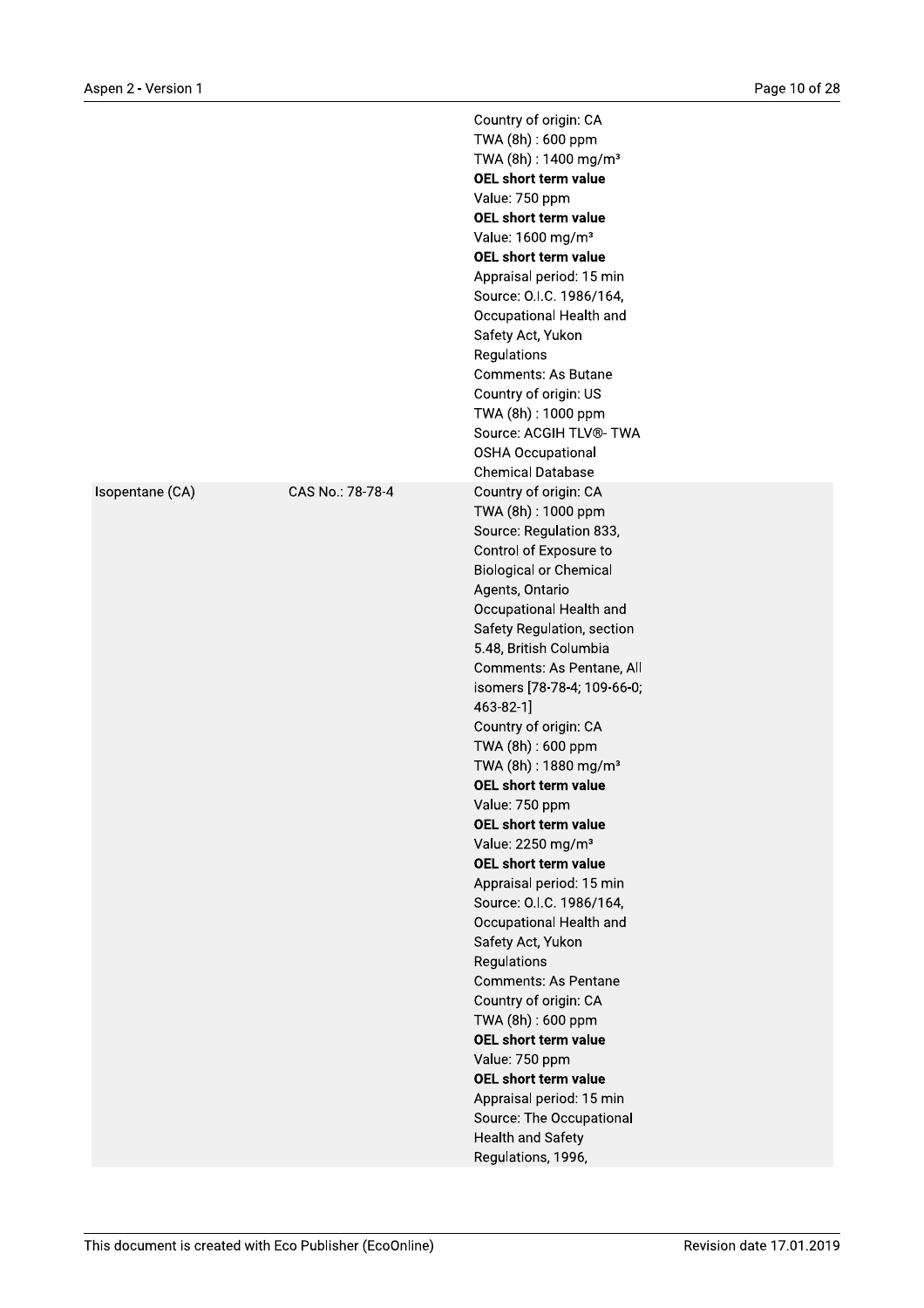| | | |
|---|---|---|
| | | Country of origin: CA<br>TWA (8h) : 600 ppm<br>TWA (8h) : 1400 mg/m³<br>**OEL short term value**<br>Value: 750 ppm<br>**OEL short term value**<br>Value: 1600 mg/m³<br>**OEL short term value**<br>Appraisal period: 15 min<br>Source: O.I.C. 1986/164, Occupational Health and Safety Act, Yukon Regulations<br>Comments: As Butane<br>Country of origin: US<br>TWA (8h) : 1000 ppm<br>Source: ACGIH TLV®- TWA OSHA Occupational Chemical Database |
| Isopentane (CA) | CAS No.: 78-78-4 | Country of origin: CA<br>TWA (8h) : 1000 ppm<br>Source: Regulation 833, Control of Exposure to Biological or Chemical Agents, Ontario Occupational Health and Safety Regulation, section 5.48, British Columbia<br>Comments: As Pentane, All isomers [78-78-4; 109-66-0; 463-82-1]<br>Country of origin: CA<br>TWA (8h) : 600 ppm<br>TWA (8h) : 1880 mg/m³<br>**OEL short term value**<br>Value: 750 ppm<br>**OEL short term value**<br>Value: 2250 mg/m³<br>**OEL short term value**<br>Appraisal period: 15 min<br>Source: O.I.C. 1986/164, Occupational Health and Safety Act, Yukon Regulations<br>Comments: As Pentane<br>Country of origin: CA<br>TWA (8h) : 600 ppm<br>**OEL short term value**<br>Value: 750 ppm<br>**OEL short term value**<br>Appraisal period: 15 min<br>Source: The Occupational Health and Safety Regulations, 1996, |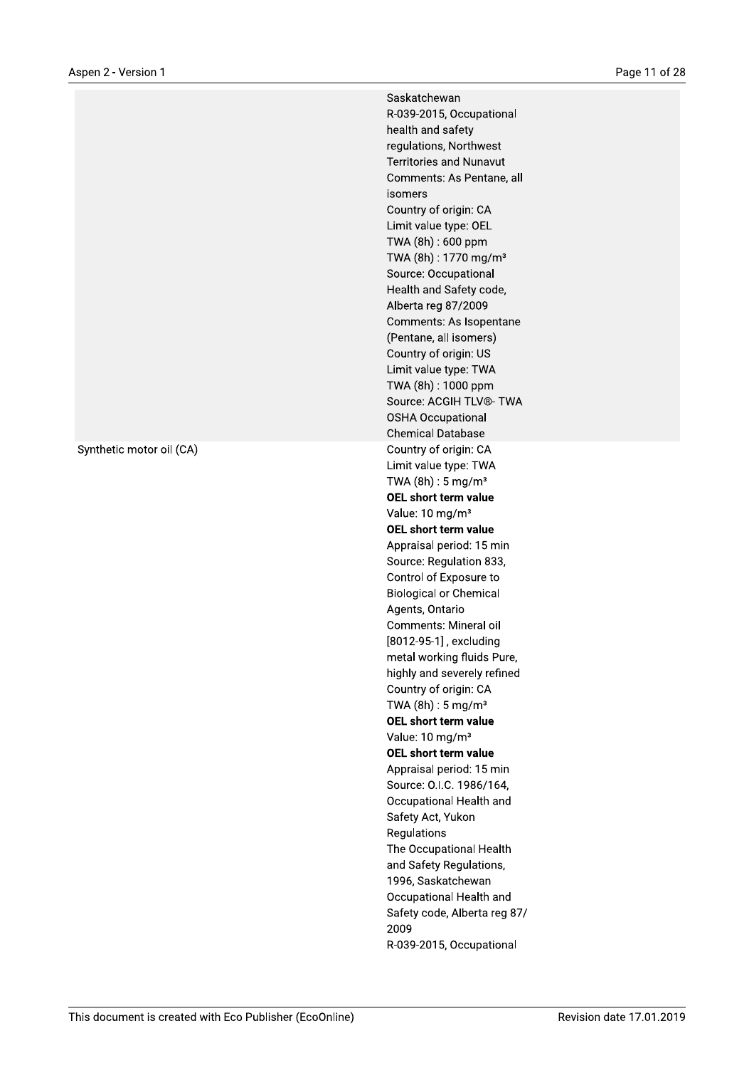| | |
|---|---|
| | Saskatchewan<br>R-039-2015, Occupational health and safety regulations, Northwest Territories and Nunavut<br>Comments: As Pentane, all isomers<br>Country of origin: CA<br>Limit value type: OEL<br>TWA (8h) : 600 ppm<br>TWA (8h) : 1770 mg/m³<br>Source: Occupational Health and Safety code, Alberta reg 87/2009<br>Comments: As Isopentane (Pentane, all isomers)<br>Country of origin: US<br>Limit value type: TWA<br>TWA (8h) : 1000 ppm<br>Source: ACGIH TLV®- TWA OSHA Occupational Chemical Database |
| Synthetic motor oil (CA) | Country of origin: CA<br>Limit value type: TWA<br>TWA (8h) : 5 mg/m³<br>**OEL short term value**<br>Value: 10 mg/m³<br>**OEL short term value**<br>Appraisal period: 15 min<br>Source: Regulation 833, Control of Exposure to Biological or Chemical Agents, Ontario<br>Comments: Mineral oil [8012-95-1] , excluding metal working fluids Pure, highly and severely refined<br>Country of origin: CA<br>TWA (8h) : 5 mg/m³<br>**OEL short term value**<br>Value: 10 mg/m³<br>**OEL short term value**<br>Appraisal period: 15 min<br>Source: O.I.C. 1986/164, Occupational Health and Safety Act, Yukon Regulations<br>The Occupational Health and Safety Regulations, 1996, Saskatchewan<br>Occupational Health and Safety code, Alberta reg 87/2009<br>R-039-2015, Occupational |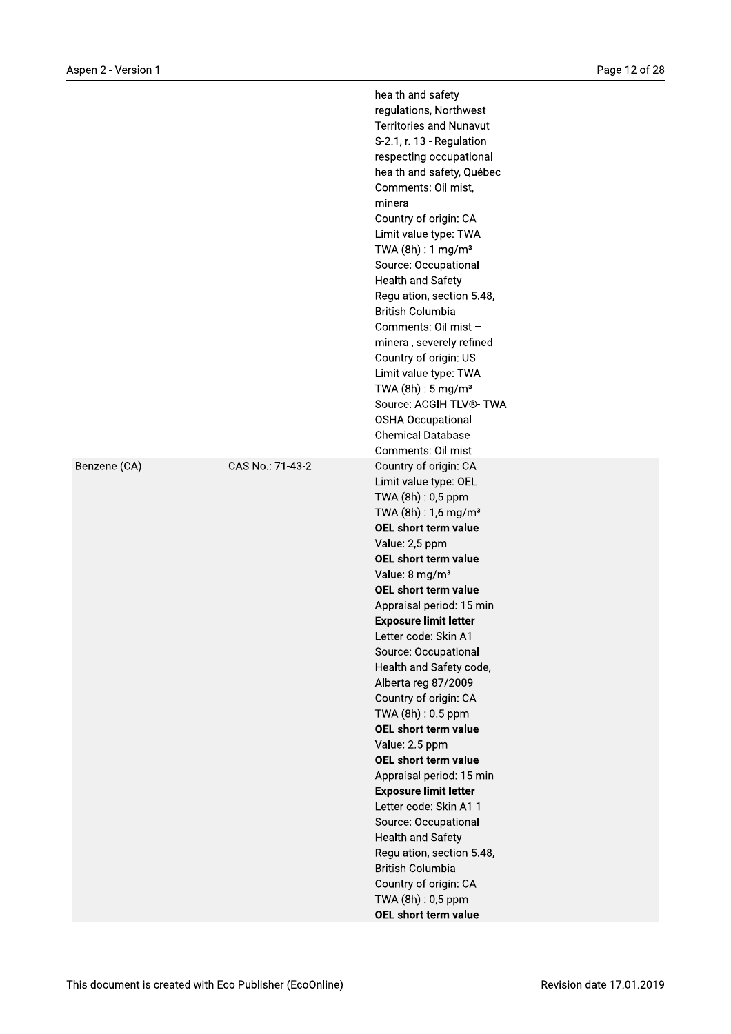| | | |
|---|---|---|
| | | health and safety regulations, Northwest Territories and Nunavut<br>S-2.1, r. 13 - Regulation respecting occupational health and safety, Québec<br>Comments: Oil mist, mineral<br>Country of origin: CA<br>Limit value type: TWA<br>TWA (8h) : 1 mg/m³<br>Source: Occupational Health and Safety Regulation, section 5.48, British Columbia<br>Comments: Oil mist – mineral, severely refined<br>Country of origin: US<br>Limit value type: TWA<br>TWA (8h) : 5 mg/m³<br>Source: ACGIH TLV®- TWA OSHA Occupational Chemical Database<br>Comments: Oil mist |
| Benzene (CA) | CAS No.: 71-43-2 | Country of origin: CA<br>Limit value type: OEL<br>TWA (8h) : 0,5 ppm<br>TWA (8h) : 1,6 mg/m³<br>**OEL short term value**<br>Value: 2,5 ppm<br>**OEL short term value**<br>Value: 8 mg/m³<br>**OEL short term value**<br>Appraisal period: 15 min<br>**Exposure limit letter**<br>Letter code: Skin A1<br>Source: Occupational Health and Safety code, Alberta reg 87/2009<br>Country of origin: CA<br>TWA (8h) : 0.5 ppm<br>**OEL short term value**<br>Value: 2.5 ppm<br>**OEL short term value**<br>Appraisal period: 15 min<br>**Exposure limit letter**<br>Letter code: Skin A1 1<br>Source: Occupational Health and Safety Regulation, section 5.48, British Columbia<br>Country of origin: CA<br>TWA (8h) : 0,5 ppm<br>**OEL short term value** |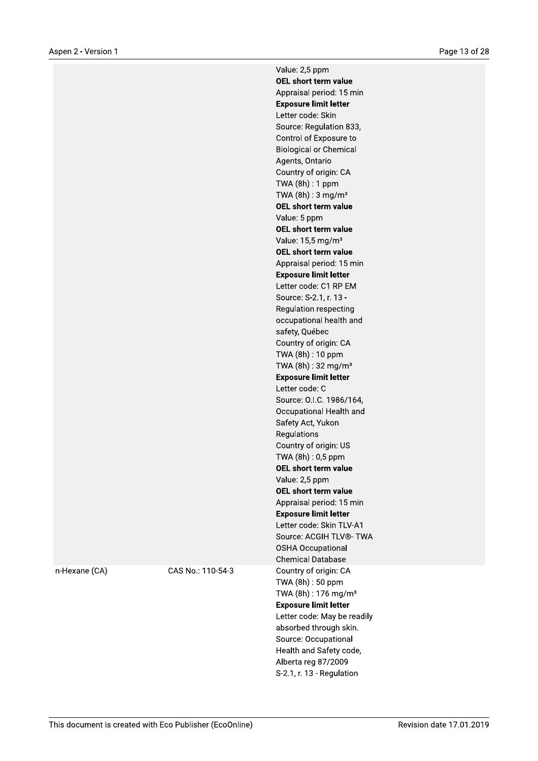| | | |
|---|---|---|
| | | Value: 2,5 ppm<br>**OEL short term value**<br>Appraisal period: 15 min<br>**Exposure limit letter**<br>Letter code: Skin<br>Source: Regulation 833, Control of Exposure to Biological or Chemical Agents, Ontario<br>Country of origin: CA<br>TWA (8h) : 1 ppm<br>TWA (8h) : 3 mg/m³<br>**OEL short term value**<br>Value: 5 ppm<br>**OEL short term value**<br>Value: 15,5 mg/m³<br>**OEL short term value**<br>Appraisal period: 15 min<br>**Exposure limit letter**<br>Letter code: C1 RP EM<br>Source: S-2.1, r. 13 - Regulation respecting occupational health and safety, Québec<br>Country of origin: CA<br>TWA (8h) : 10 ppm<br>TWA (8h) : 32 mg/m³<br>**Exposure limit letter**<br>Letter code: C<br>Source: O.I.C. 1986/164, Occupational Health and Safety Act, Yukon Regulations<br>Country of origin: US<br>TWA (8h) : 0,5 ppm<br>**OEL short term value**<br>Value: 2,5 ppm<br>**OEL short term value**<br>Appraisal period: 15 min<br>**Exposure limit letter**<br>Letter code: Skin TLV-A1<br>Source: ACGIH TLV®- TWA OSHA Occupational Chemical Database |
| n-Hexane (CA) | CAS No.: 110-54-3 | Country of origin: CA<br>TWA (8h) : 50 ppm<br>TWA (8h) : 176 mg/m³<br>**Exposure limit letter**<br>Letter code: May be readily absorbed through skin.<br>Source: Occupational Health and Safety code, Alberta reg 87/2009<br>S-2.1, r. 13 - Regulation |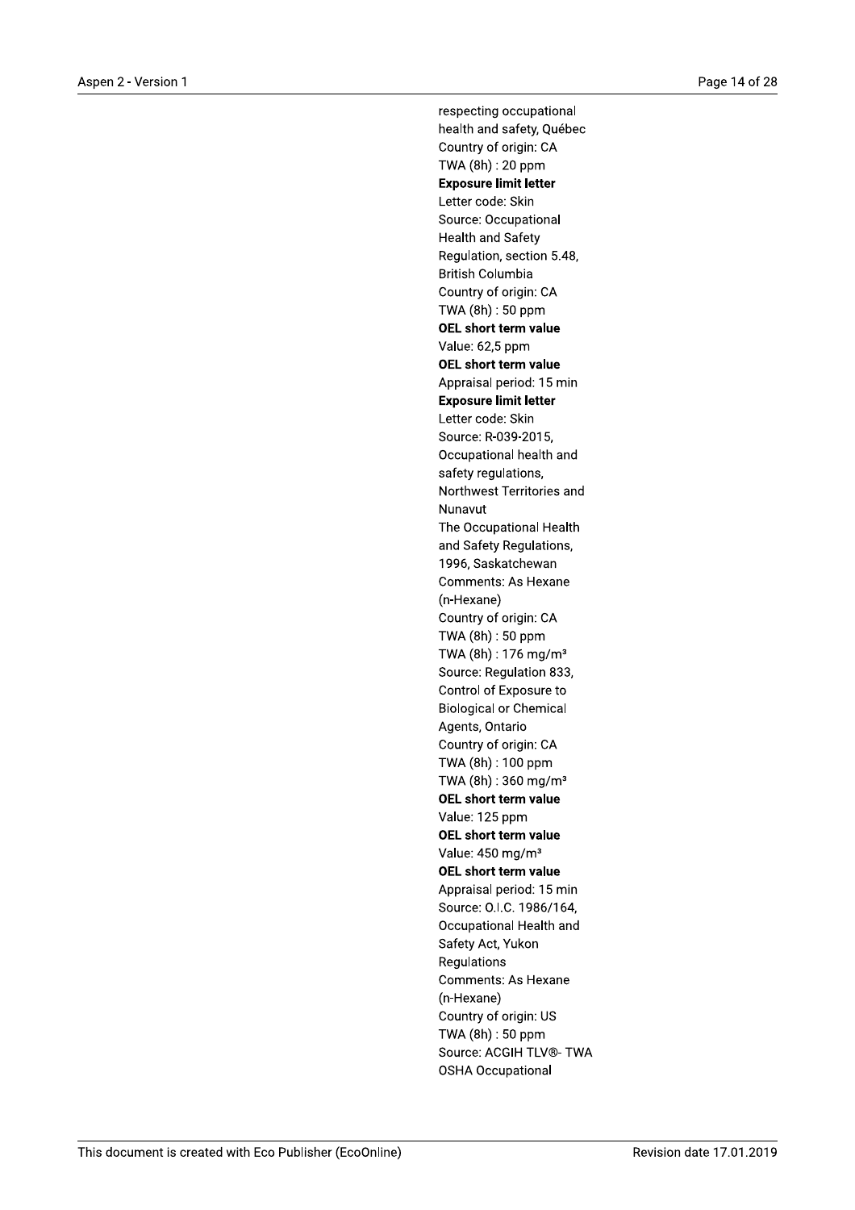respecting occupational health and safety, Québec
Country of origin: CA
TWA (8h) : 20 ppm
**Exposure limit letter**
Letter code: Skin
Source: Occupational Health and Safety Regulation, section 5.48, British Columbia
Country of origin: CA
TWA (8h) : 50 ppm
**OEL short term value**
Value: 62,5 ppm
**OEL short term value**
Appraisal period: 15 min
**Exposure limit letter**
Letter code: Skin
Source: R-039-2015, Occupational health and safety regulations, Northwest Territories and Nunavut
The Occupational Health and Safety Regulations, 1996, Saskatchewan
Comments: As Hexane (n-Hexane)
Country of origin: CA
TWA (8h) : 50 ppm
TWA (8h) : 176 mg/m³
Source: Regulation 833, Control of Exposure to Biological or Chemical Agents, Ontario
Country of origin: CA
TWA (8h) : 100 ppm
TWA (8h) : 360 mg/m³
**OEL short term value**
Value: 125 ppm
**OEL short term value**
Value: 450 mg/m³
**OEL short term value**
Appraisal period: 15 min
Source: O.I.C. 1986/164, Occupational Health and Safety Act, Yukon Regulations
Comments: As Hexane (n-Hexane)
Country of origin: US
TWA (8h) : 50 ppm
Source: ACGIH TLV®- TWA
OSHA Occupational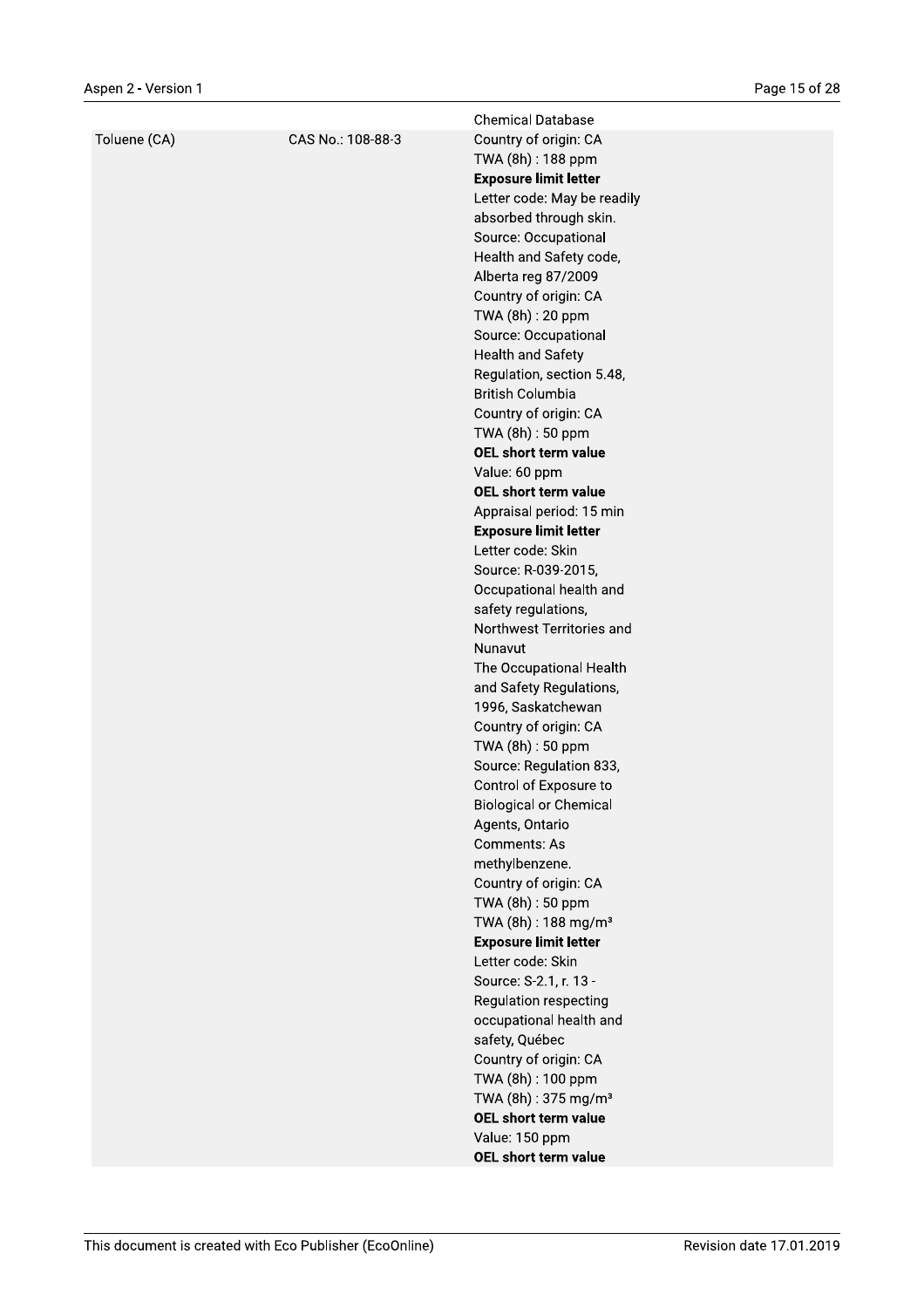| | | |
|---|---|---|
| | | Chemical Database |
| Toluene (CA) | CAS No.: 108-88-3 | Country of origin: CA<br>TWA (8h) : 188 ppm<br>**Exposure limit letter**<br>Letter code: May be readily absorbed through skin.<br>Source: Occupational Health and Safety code, Alberta reg 87/2009<br>Country of origin: CA<br>TWA (8h) : 20 ppm<br>Source: Occupational Health and Safety Regulation, section 5.48, British Columbia<br>Country of origin: CA<br>TWA (8h) : 50 ppm<br>**OEL short term value**<br>Value: 60 ppm<br>**OEL short term value**<br>Appraisal period: 15 min<br>**Exposure limit letter**<br>Letter code: Skin<br>Source: R-039-2015, Occupational health and safety regulations, Northwest Territories and Nunavut<br>The Occupational Health and Safety Regulations, 1996, Saskatchewan<br>Country of origin: CA<br>TWA (8h) : 50 ppm<br>Source: Regulation 833, Control of Exposure to Biological or Chemical Agents, Ontario<br>Comments: As methylbenzene.<br>Country of origin: CA<br>TWA (8h) : 50 ppm<br>TWA (8h) : 188 mg/m³<br>**Exposure limit letter**<br>Letter code: Skin<br>Source: S-2.1, r. 13 - Regulation respecting occupational health and safety, Québec<br>Country of origin: CA<br>TWA (8h) : 100 ppm<br>TWA (8h) : 375 mg/m³<br>**OEL short term value**<br>Value: 150 ppm<br>**OEL short term value** |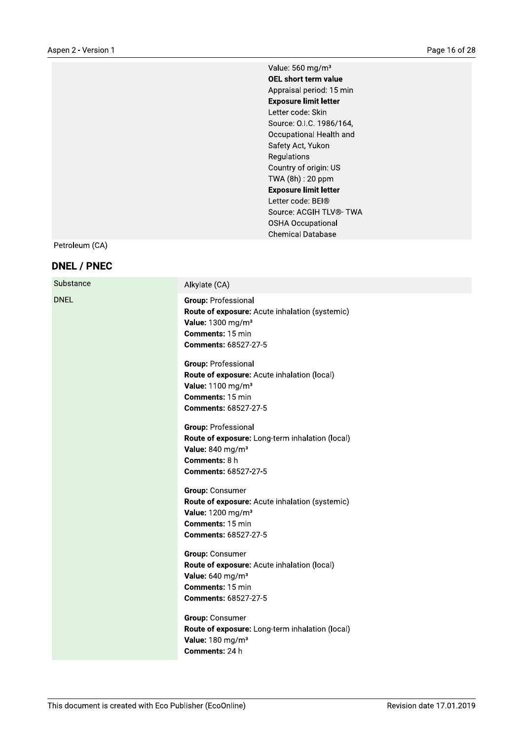| | |
|---|---|
| | Value: 560 mg/m³<br>**OEL short term value**<br>Appraisal period: 15 min<br>**Exposure limit letter**<br>Letter code: Skin<br>Source: O.I.C. 1986/164, Occupational Health and Safety Act, Yukon Regulations<br>Country of origin: US<br>TWA (8h) : 20 ppm<br>**Exposure limit letter**<br>Letter code: BEI®<br>Source: ACGIH TLV®- TWA OSHA Occupational Chemical Database |

Petroleum (CA)

## DNEL / PNEC

| Substance | Alkylate (CA) |
|---|---|
| DNEL | **Group:** Professional<br>**Route of exposure:** Acute inhalation (systemic)<br>**Value:** 1300 mg/m³<br>**Comments:** 15 min<br>**Comments:** 68527-27-5<br><br>**Group:** Professional<br>**Route of exposure:** Acute inhalation (local)<br>**Value:** 1100 mg/m³<br>**Comments:** 15 min<br>**Comments:** 68527-27-5<br><br>**Group:** Professional<br>**Route of exposure:** Long-term inhalation (local)<br>**Value:** 840 mg/m³<br>**Comments:** 8 h<br>**Comments:** 68527-27-5<br><br>**Group:** Consumer<br>**Route of exposure:** Acute inhalation (systemic)<br>**Value:** 1200 mg/m³<br>**Comments:** 15 min<br>**Comments:** 68527-27-5<br><br>**Group:** Consumer<br>**Route of exposure:** Acute inhalation (local)<br>**Value:** 640 mg/m³<br>**Comments:** 15 min<br>**Comments:** 68527-27-5<br><br>**Group:** Consumer<br>**Route of exposure:** Long-term inhalation (local)<br>**Value:** 180 mg/m³<br>**Comments:** 24 h |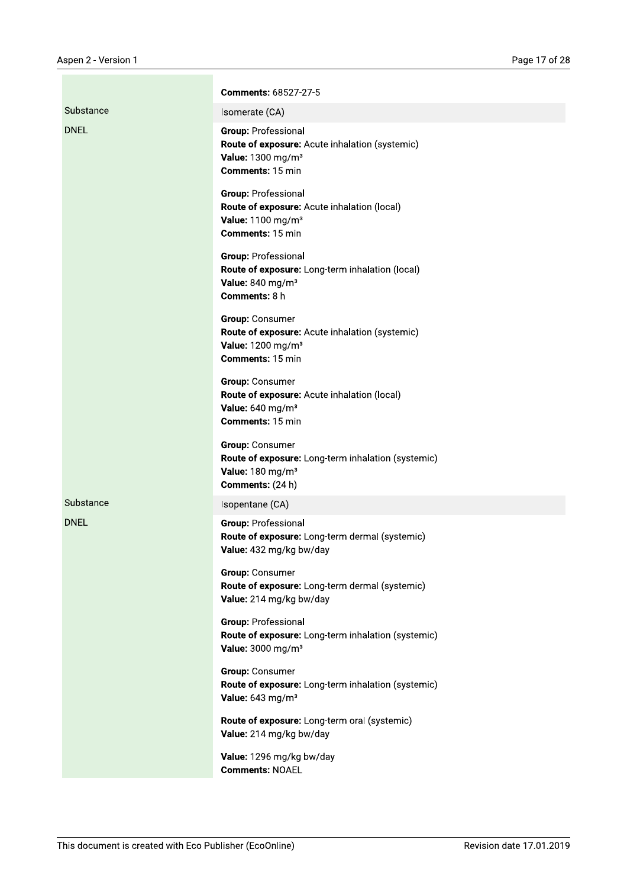| | |
|---|---|
| | **Comments:** 68527-27-5 |
| Substance | Isomerate (CA) |
| DNEL | **Group:** Professional<br>**Route of exposure:** Acute inhalation (systemic)<br>**Value:** 1300 mg/m³<br>**Comments:** 15 min<br><br>**Group:** Professional<br>**Route of exposure:** Acute inhalation (local)<br>**Value:** 1100 mg/m³<br>**Comments:** 15 min<br><br>**Group:** Professional<br>**Route of exposure:** Long-term inhalation (local)<br>**Value:** 840 mg/m³<br>**Comments:** 8 h<br><br>**Group:** Consumer<br>**Route of exposure:** Acute inhalation (systemic)<br>**Value:** 1200 mg/m³<br>**Comments:** 15 min<br><br>**Group:** Consumer<br>**Route of exposure:** Acute inhalation (local)<br>**Value:** 640 mg/m³<br>**Comments:** 15 min<br><br>**Group:** Consumer<br>**Route of exposure:** Long-term inhalation (systemic)<br>**Value:** 180 mg/m³<br>**Comments:** (24 h) |
| Substance | Isopentane (CA) |
| DNEL | **Group:** Professional<br>**Route of exposure:** Long-term dermal (systemic)<br>**Value:** 432 mg/kg bw/day<br><br>**Group:** Consumer<br>**Route of exposure:** Long-term dermal (systemic)<br>**Value:** 214 mg/kg bw/day<br><br>**Group:** Professional<br>**Route of exposure:** Long-term inhalation (systemic)<br>**Value:** 3000 mg/m³<br><br>**Group:** Consumer<br>**Route of exposure:** Long-term inhalation (systemic)<br>**Value:** 643 mg/m³<br><br>**Route of exposure:** Long-term oral (systemic)<br>**Value:** 214 mg/kg bw/day<br><br>**Value:** 1296 mg/kg bw/day<br>**Comments:** NOAEL |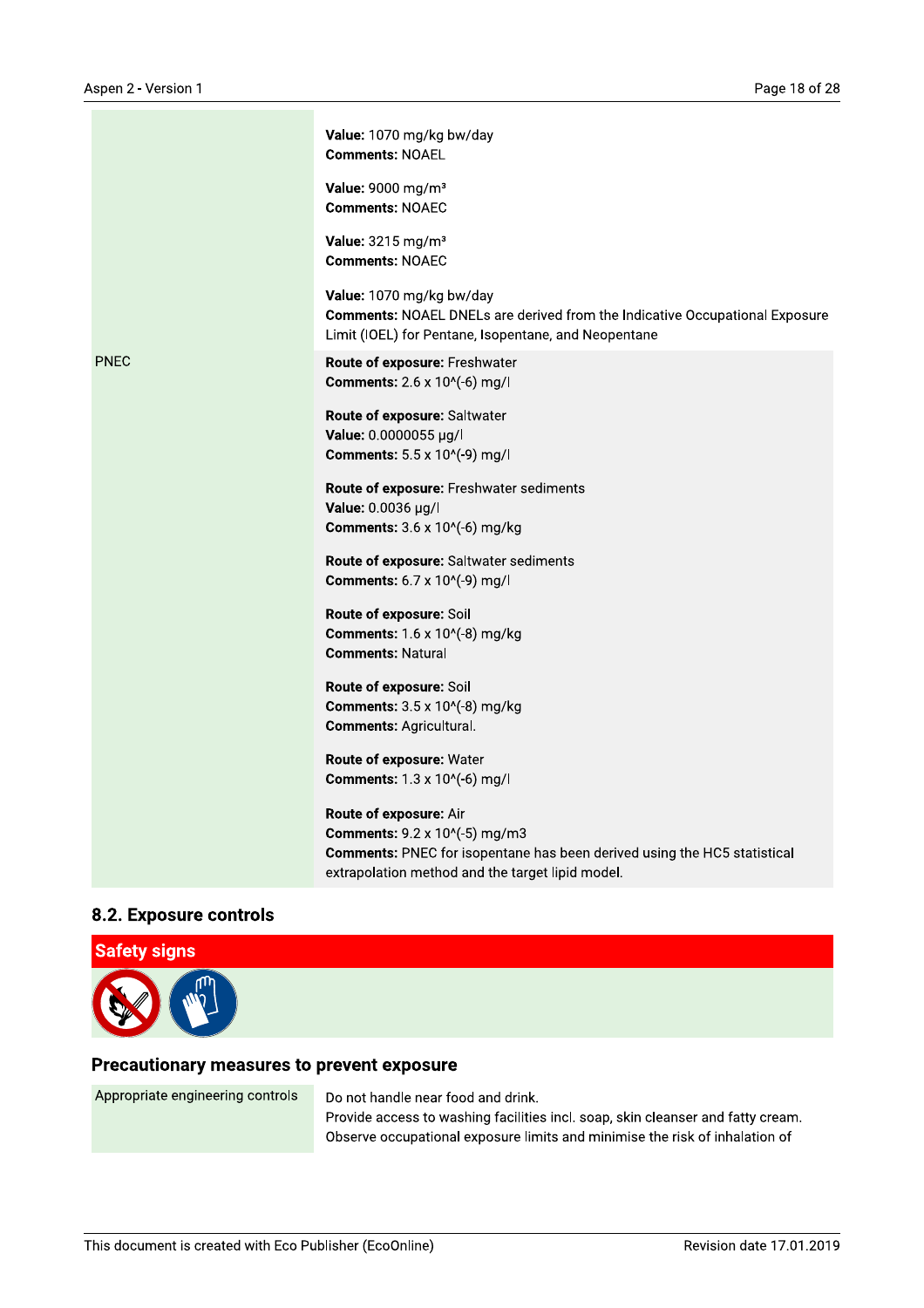| | |
|---|---|
| | **Value:** 1070 mg/kg bw/day<br>**Comments:** NOAEL<br><br>**Value:** 9000 mg/m³<br>**Comments:** NOAEC<br><br>**Value:** 3215 mg/m³<br>**Comments:** NOAEC<br><br>**Value:** 1070 mg/kg bw/day<br>**Comments:** NOAEL DNELs are derived from the Indicative Occupational Exposure Limit (IOEL) for Pentane, Isopentane, and Neopentane |
| PNEC | **Route of exposure:** Freshwater<br>**Comments:** 2.6 x 10^(-6) mg/l<br><br>**Route of exposure:** Saltwater<br>**Value:** 0.0000055 µg/l<br>**Comments:** 5.5 x 10^(-9) mg/l<br><br>**Route of exposure:** Freshwater sediments<br>**Value:** 0.0036 µg/l<br>**Comments:** 3.6 x 10^(-6) mg/kg<br><br>**Route of exposure:** Saltwater sediments<br>**Comments:** 6.7 x 10^(-9) mg/l<br><br>**Route of exposure:** Soil<br>**Comments:** 1.6 x 10^(-8) mg/kg<br>**Comments:** Natural<br><br>**Route of exposure:** Soil<br>**Comments:** 3.5 x 10^(-8) mg/kg<br>**Comments:** Agricultural.<br><br>**Route of exposure:** Water<br>**Comments:** 1.3 x 10^(-6) mg/l<br><br>**Route of exposure:** Air<br>**Comments:** 9.2 x 10^(-5) mg/m3<br>**Comments:** PNEC for isopentane has been derived using the HC5 statistical extrapolation method and the target lipid model. |

## 8.2. Exposure controls

### Safety signs

### Precautionary measures to prevent exposure

| | |
|---|---|
| Appropriate engineering controls | Do not handle near food and drink.<br>Provide access to washing facilities incl. soap, skin cleanser and fatty cream.<br>Observe occupational exposure limits and minimise the risk of inhalation of |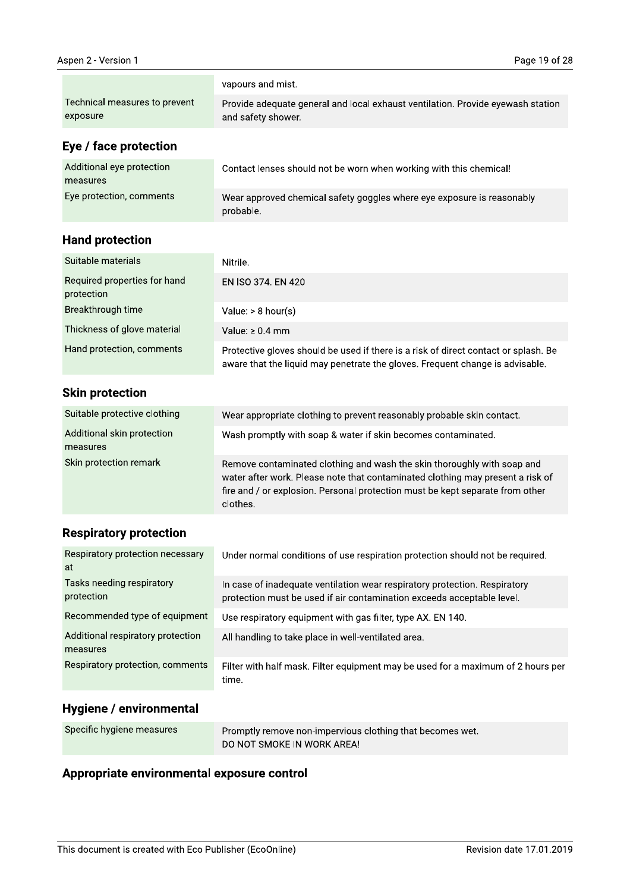| | |
|---|---|
| | vapours and mist. |
| Technical measures to prevent exposure | Provide adequate general and local exhaust ventilation. Provide eyewash station and safety shower. |

### Eye / face protection

| | |
|---|---|
| Additional eye protection measures | Contact lenses should not be worn when working with this chemical! |
| Eye protection, comments | Wear approved chemical safety goggles where eye exposure is reasonably probable. |

### Hand protection

| | |
|---|---|
| Suitable materials | Nitrile. |
| Required properties for hand protection | EN ISO 374. EN 420 |
| Breakthrough time | Value: > 8 hour(s) |
| Thickness of glove material | Value: ≥ 0.4 mm |
| Hand protection, comments | Protective gloves should be used if there is a risk of direct contact or splash. Be aware that the liquid may penetrate the gloves. Frequent change is advisable. |

### Skin protection

| | |
|---|---|
| Suitable protective clothing | Wear appropriate clothing to prevent reasonably probable skin contact. |
| Additional skin protection measures | Wash promptly with soap & water if skin becomes contaminated. |
| Skin protection remark | Remove contaminated clothing and wash the skin thoroughly with soap and water after work. Please note that contaminated clothing may present a risk of fire and / or explosion. Personal protection must be kept separate from other clothes. |

### Respiratory protection

| | |
|---|---|
| Respiratory protection necessary at | Under normal conditions of use respiration protection should not be required. |
| Tasks needing respiratory protection | In case of inadequate ventilation wear respiratory protection. Respiratory protection must be used if air contamination exceeds acceptable level. |
| Recommended type of equipment | Use respiratory equipment with gas filter, type AX. EN 140. |
| Additional respiratory protection measures | All handling to take place in well-ventilated area. |
| Respiratory protection, comments | Filter with half mask. Filter equipment may be used for a maximum of 2 hours per time. |

### Hygiene / environmental

| | |
|---|---|
| Specific hygiene measures | Promptly remove non-impervious clothing that becomes wet.<br>DO NOT SMOKE IN WORK AREA! |

### Appropriate environmental exposure control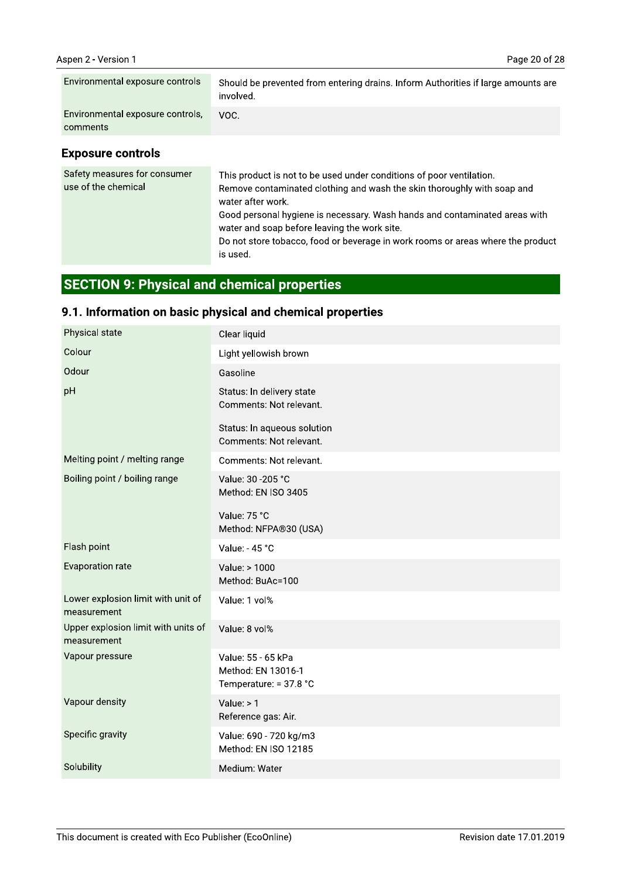| | |
|---|---|
| Environmental exposure controls | Should be prevented from entering drains. Inform Authorities if large amounts are involved. |
| Environmental exposure controls, comments | VOC. |

### Exposure controls

| | |
|---|---|
| Safety measures for consumer use of the chemical | This product is not to be used under conditions of poor ventilation.<br>Remove contaminated clothing and wash the skin thoroughly with soap and water after work.<br>Good personal hygiene is necessary. Wash hands and contaminated areas with water and soap before leaving the work site.<br>Do not store tobacco, food or beverage in work rooms or areas where the product is used. |

## SECTION 9: Physical and chemical properties

### 9.1. Information on basic physical and chemical properties

| | |
|---|---|
| Physical state | Clear liquid |
| Colour | Light yellowish brown |
| Odour | Gasoline |
| pH | Status: In delivery state<br>Comments: Not relevant.<br><br>Status: In aqueous solution<br>Comments: Not relevant. |
| Melting point / melting range | Comments: Not relevant. |
| Boiling point / boiling range | Value: 30 -205 °C<br>Method: EN ISO 3405<br><br>Value: 75 °C<br>Method: NFPA®30 (USA) |
| Flash point | Value: - 45 °C |
| Evaporation rate | Value: > 1000<br>Method: BuAc=100 |
| Lower explosion limit with unit of measurement | Value: 1 vol% |
| Upper explosion limit with units of measurement | Value: 8 vol% |
| Vapour pressure | Value: 55 - 65 kPa<br>Method: EN 13016-1<br>Temperature: = 37.8 °C |
| Vapour density | Value: > 1<br>Reference gas: Air. |
| Specific gravity | Value: 690 - 720 kg/m3<br>Method: EN ISO 12185 |
| Solubility | Medium: Water |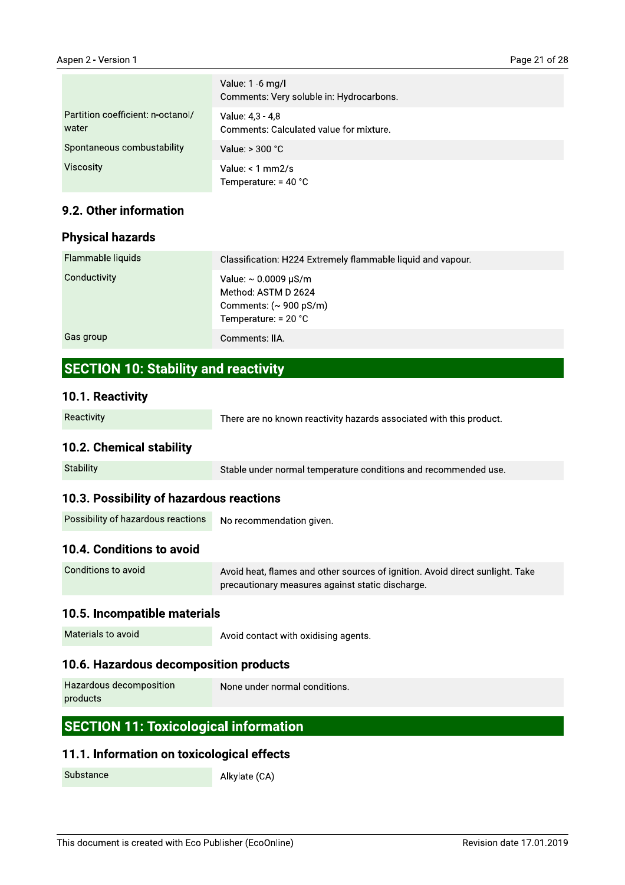| | |
|---|---|
| | Value: 1 -6 mg/l<br>Comments: Very soluble in: Hydrocarbons. |
| Partition coefficient: n-octanol/ water | Value: 4,3 - 4,8<br>Comments: Calculated value for mixture. |
| Spontaneous combustability | Value: > 300 °C |
| Viscosity | Value: < 1 mm2/s<br>Temperature: = 40 °C |

### 9.2. Other information

### Physical hazards

| | |
|---|---|
| Flammable liquids | Classification: H224 Extremely flammable liquid and vapour. |
| Conductivity | Value: ~ 0.0009 µS/m<br>Method: ASTM D 2624<br>Comments: (~ 900 pS/m)<br>Temperature: = 20 °C |
| Gas group | Comments: IIA. |

## SECTION 10: Stability and reactivity

### 10.1. Reactivity

| | |
|---|---|
| Reactivity | There are no known reactivity hazards associated with this product. |

### 10.2. Chemical stability

| | |
|---|---|
| Stability | Stable under normal temperature conditions and recommended use. |

### 10.3. Possibility of hazardous reactions

| | |
|---|---|
| Possibility of hazardous reactions | No recommendation given. |

### 10.4. Conditions to avoid

| | |
|---|---|
| Conditions to avoid | Avoid heat, flames and other sources of ignition. Avoid direct sunlight. Take precautionary measures against static discharge. |

### 10.5. Incompatible materials

| | |
|---|---|
| Materials to avoid | Avoid contact with oxidising agents. |

### 10.6. Hazardous decomposition products

| | |
|---|---|
| Hazardous decomposition products | None under normal conditions. |

## SECTION 11: Toxicological information

### 11.1. Information on toxicological effects

| | |
|---|---|
| Substance | Alkylate (CA) |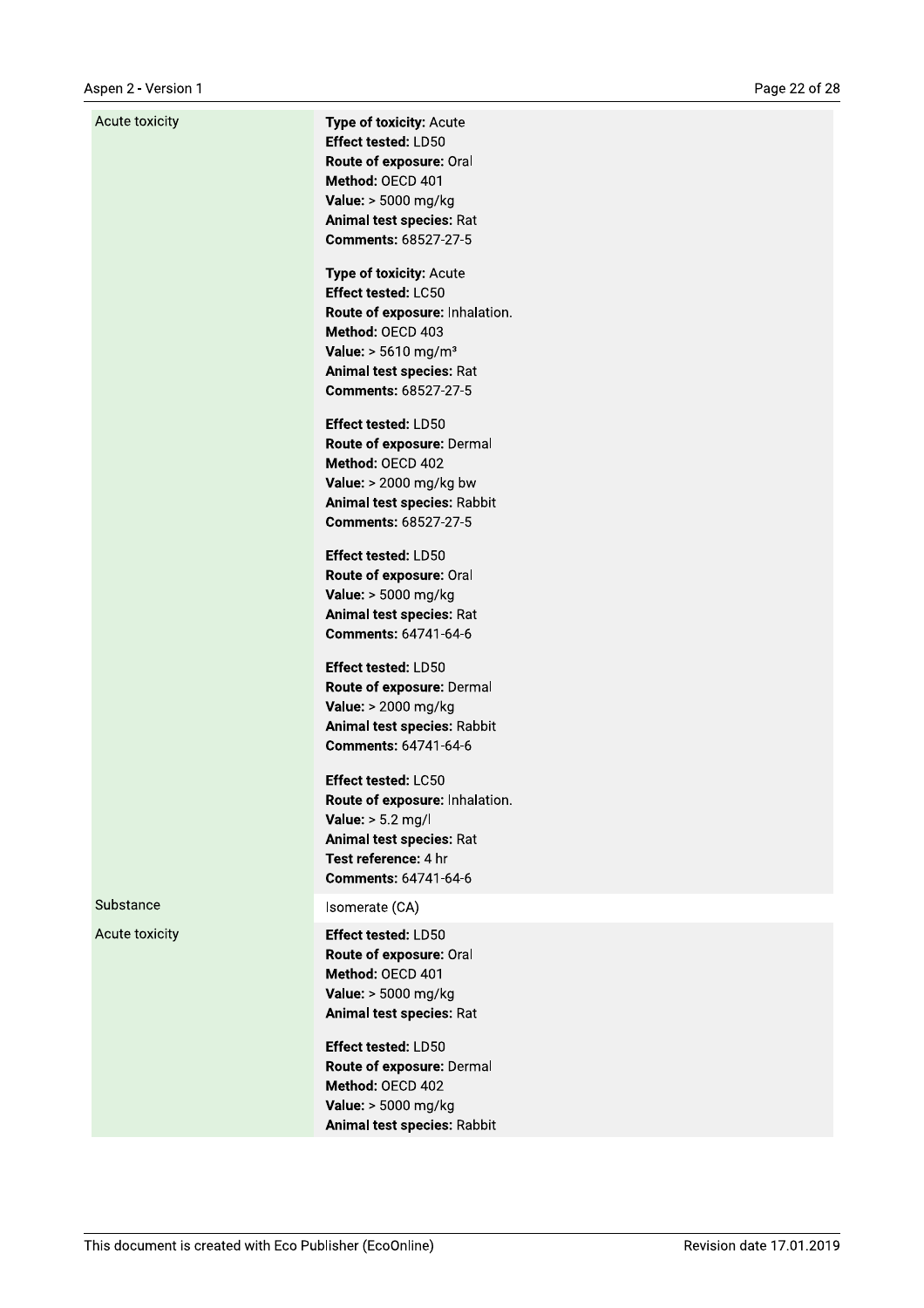| | |
|---|---|
| Acute toxicity | **Type of toxicity:** Acute<br>**Effect tested:** LD50<br>**Route of exposure:** Oral<br>**Method:** OECD 401<br>**Value:** > 5000 mg/kg<br>**Animal test species:** Rat<br>**Comments:** 68527-27-5<br><br>**Type of toxicity:** Acute<br>**Effect tested:** LC50<br>**Route of exposure:** Inhalation.<br>**Method:** OECD 403<br>**Value:** > 5610 mg/m³<br>**Animal test species:** Rat<br>**Comments:** 68527-27-5<br><br>**Effect tested:** LD50<br>**Route of exposure:** Dermal<br>**Method:** OECD 402<br>**Value:** > 2000 mg/kg bw<br>**Animal test species:** Rabbit<br>**Comments:** 68527-27-5<br><br>**Effect tested:** LD50<br>**Route of exposure:** Oral<br>**Value:** > 5000 mg/kg<br>**Animal test species:** Rat<br>**Comments:** 64741-64-6<br><br>**Effect tested:** LD50<br>**Route of exposure:** Dermal<br>**Value:** > 2000 mg/kg<br>**Animal test species:** Rabbit<br>**Comments:** 64741-64-6<br><br>**Effect tested:** LC50<br>**Route of exposure:** Inhalation.<br>**Value:** > 5.2 mg/l<br>**Animal test species:** Rat<br>**Test reference:** 4 hr<br>**Comments:** 64741-64-6 |
| Substance | Isomerate (CA) |
| Acute toxicity | **Effect tested:** LD50<br>**Route of exposure:** Oral<br>**Method:** OECD 401<br>**Value:** > 5000 mg/kg<br>**Animal test species:** Rat<br><br>**Effect tested:** LD50<br>**Route of exposure:** Dermal<br>**Method:** OECD 402<br>**Value:** > 5000 mg/kg<br>**Animal test species:** Rabbit |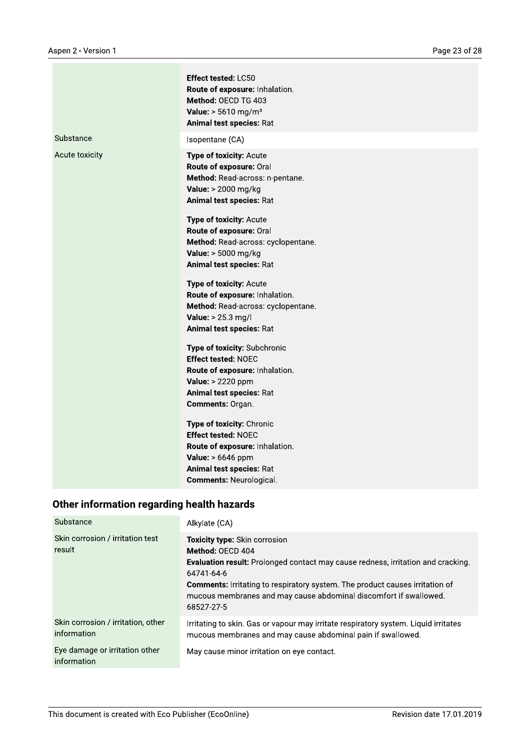| | |
|---|---|
| | **Effect tested:** LC50<br>**Route of exposure:** Inhalation.<br>**Method:** OECD TG 403<br>**Value:** > 5610 mg/m³<br>**Animal test species:** Rat |
| Substance | Isopentane (CA) |
| Acute toxicity | **Type of toxicity:** Acute<br>**Route of exposure:** Oral<br>**Method:** Read-across: n-pentane.<br>**Value:** > 2000 mg/kg<br>**Animal test species:** Rat<br><br>**Type of toxicity:** Acute<br>**Route of exposure:** Oral<br>**Method:** Read-across: cyclopentane.<br>**Value:** > 5000 mg/kg<br>**Animal test species:** Rat<br><br>**Type of toxicity:** Acute<br>**Route of exposure:** Inhalation.<br>**Method:** Read-across: cyclopentane.<br>**Value:** > 25.3 mg/l<br>**Animal test species:** Rat<br><br>**Type of toxicity:** Subchronic<br>**Effect tested:** NOEC<br>**Route of exposure:** Inhalation.<br>**Value:** > 2220 ppm<br>**Animal test species:** Rat<br>**Comments:** Organ.<br><br>**Type of toxicity:** Chronic<br>**Effect tested:** NOEC<br>**Route of exposure:** Inhalation.<br>**Value:** > 6646 ppm<br>**Animal test species:** Rat<br>**Comments:** Neurological. |

## Other information regarding health hazards

| Substance | Alkylate (CA) |
|---|---|
| Skin corrosion / irritation test result | **Toxicity type:** Skin corrosion<br>**Method:** OECD 404<br>**Evaluation result:** Prolonged contact may cause redness, irritation and cracking. 64741-64-6<br>**Comments:** Irritating to respiratory system. The product causes irritation of mucous membranes and may cause abdominal discomfort if swallowed. 68527-27-5 |
| Skin corrosion / irritation, other information | Irritating to skin. Gas or vapour may irritate respiratory system. Liquid irritates mucous membranes and may cause abdominal pain if swallowed. |
| Eye damage or irritation other information | May cause minor irritation on eye contact. |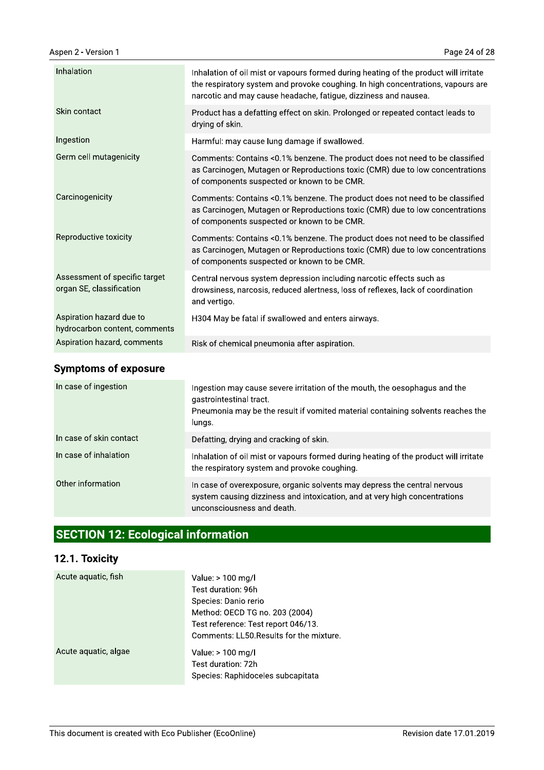| | |
|---|---|
| Inhalation | Inhalation of oil mist or vapours formed during heating of the product will irritate the respiratory system and provoke coughing. In high concentrations, vapours are narcotic and may cause headache, fatigue, dizziness and nausea. |
| Skin contact | Product has a defatting effect on skin. Prolonged or repeated contact leads to drying of skin. |
| Ingestion | Harmful: may cause lung damage if swallowed. |
| Germ cell mutagenicity | Comments: Contains <0.1% benzene. The product does not need to be classified as Carcinogen, Mutagen or Reproductions toxic (CMR) due to low concentrations of components suspected or known to be CMR. |
| Carcinogenicity | Comments: Contains <0.1% benzene. The product does not need to be classified as Carcinogen, Mutagen or Reproductions toxic (CMR) due to low concentrations of components suspected or known to be CMR. |
| Reproductive toxicity | Comments: Contains <0.1% benzene. The product does not need to be classified as Carcinogen, Mutagen or Reproductions toxic (CMR) due to low concentrations of components suspected or known to be CMR. |
| Assessment of specific target organ SE, classification | Central nervous system depression including narcotic effects such as drowsiness, narcosis, reduced alertness, loss of reflexes, lack of coordination and vertigo. |
| Aspiration hazard due to hydrocarbon content, comments | H304 May be fatal if swallowed and enters airways. |
| Aspiration hazard, comments | Risk of chemical pneumonia after aspiration. |

### Symptoms of exposure

| | |
|---|---|
| In case of ingestion | Ingestion may cause severe irritation of the mouth, the oesophagus and the gastrointestinal tract.<br>Pneumonia may be the result if vomited material containing solvents reaches the lungs. |
| In case of skin contact | Defatting, drying and cracking of skin. |
| In case of inhalation | Inhalation of oil mist or vapours formed during heating of the product will irritate the respiratory system and provoke coughing. |
| Other information | In case of overexposure, organic solvents may depress the central nervous system causing dizziness and intoxication, and at very high concentrations unconsciousness and death. |

## SECTION 12: Ecological information

### 12.1. Toxicity

| | |
|---|---|
| Acute aquatic, fish | Value: > 100 mg/l<br>Test duration: 96h<br>Species: Danio rerio<br>Method: OECD TG no. 203 (2004)<br>Test reference: Test report 046/13.<br>Comments: LL50.Results for the mixture. |
| Acute aquatic, algae | Value: > 100 mg/l<br>Test duration: 72h<br>Species: Raphidoceles subcapitata |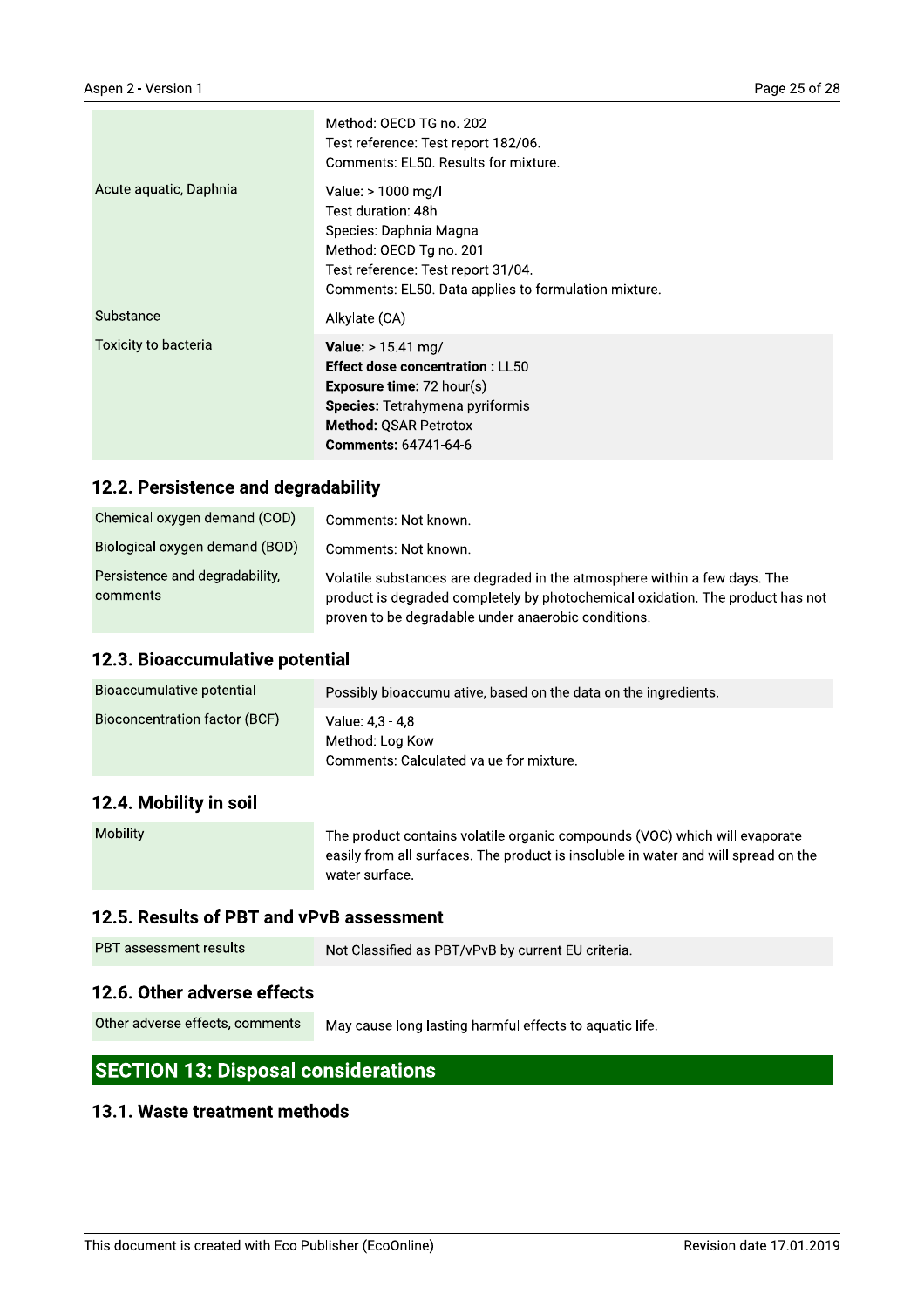| | |
|---|---|
| | Method: OECD TG no. 202<br>Test reference: Test report 182/06.<br>Comments: EL50. Results for mixture. |
| Acute aquatic, Daphnia | Value: > 1000 mg/l<br>Test duration: 48h<br>Species: Daphnia Magna<br>Method: OECD Tg no. 201<br>Test reference: Test report 31/04.<br>Comments: EL50. Data applies to formulation mixture. |
| Substance | Alkylate (CA) |
| Toxicity to bacteria | **Value:** > 15.41 mg/l<br>**Effect dose concentration :** LL50<br>**Exposure time:** 72 hour(s)<br>**Species:** Tetrahymena pyriformis<br>**Method:** QSAR Petrotox<br>**Comments:** 64741-64-6 |

### 12.2. Persistence and degradability

| | |
|---|---|
| Chemical oxygen demand (COD) | Comments: Not known. |
| Biological oxygen demand (BOD) | Comments: Not known. |
| Persistence and degradability, comments | Volatile substances are degraded in the atmosphere within a few days. The product is degraded completely by photochemical oxidation. The product has not proven to be degradable under anaerobic conditions. |

### 12.3. Bioaccumulative potential

| | |
|---|---|
| Bioaccumulative potential | Possibly bioaccumulative, based on the data on the ingredients. |
| Bioconcentration factor (BCF) | Value: 4,3 - 4,8<br>Method: Log Kow<br>Comments: Calculated value for mixture. |

### 12.4. Mobility in soil

| | |
|---|---|
| Mobility | The product contains volatile organic compounds (VOC) which will evaporate easily from all surfaces. The product is insoluble in water and will spread on the water surface. |

### 12.5. Results of PBT and vPvB assessment

| | |
|---|---|
| PBT assessment results | Not Classified as PBT/vPvB by current EU criteria. |

### 12.6. Other adverse effects

| | |
|---|---|
| Other adverse effects, comments | May cause long lasting harmful effects to aquatic life. |

## SECTION 13: Disposal considerations

### 13.1. Waste treatment methods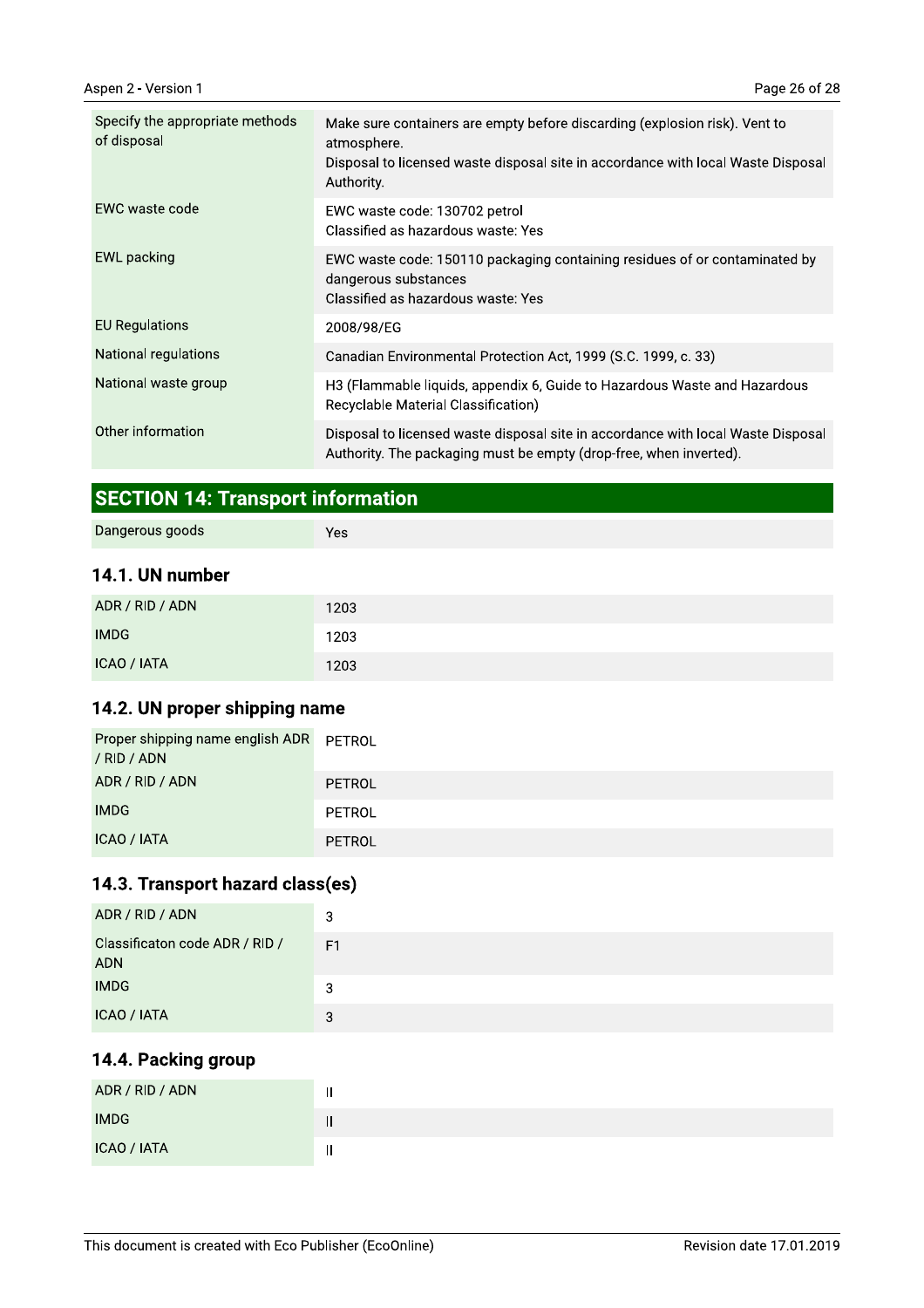| | |
|---|---|
| Specify the appropriate methods of disposal | Make sure containers are empty before discarding (explosion risk). Vent to atmosphere.<br>Disposal to licensed waste disposal site in accordance with local Waste Disposal Authority. |
| EWC waste code | EWC waste code: 130702 petrol<br>Classified as hazardous waste: Yes |
| EWL packing | EWC waste code: 150110 packaging containing residues of or contaminated by dangerous substances<br>Classified as hazardous waste: Yes |
| EU Regulations | 2008/98/EG |
| National regulations | Canadian Environmental Protection Act, 1999 (S.C. 1999, c. 33) |
| National waste group | H3 (Flammable liquids, appendix 6, Guide to Hazardous Waste and Hazardous Recyclable Material Classification) |
| Other information | Disposal to licensed waste disposal site in accordance with local Waste Disposal Authority. The packaging must be empty (drop-free, when inverted). |

## SECTION 14: Transport information

| | |
|---|---|
| Dangerous goods | Yes |

### 14.1. UN number

| | |
|---|---|
| ADR / RID / ADN | 1203 |
| IMDG | 1203 |
| ICAO / IATA | 1203 |

### 14.2. UN proper shipping name

| | |
|---|---|
| Proper shipping name english ADR / RID / ADN | PETROL |
| ADR / RID / ADN | PETROL |
| IMDG | PETROL |
| ICAO / IATA | PETROL |

### 14.3. Transport hazard class(es)

| | |
|---|---|
| ADR / RID / ADN | 3 |
| Classificaton code ADR / RID / ADN | F1 |
| IMDG | 3 |
| ICAO / IATA | 3 |

### 14.4. Packing group

| | |
|---|---|
| ADR / RID / ADN | II |
| IMDG | II |
| ICAO / IATA | II |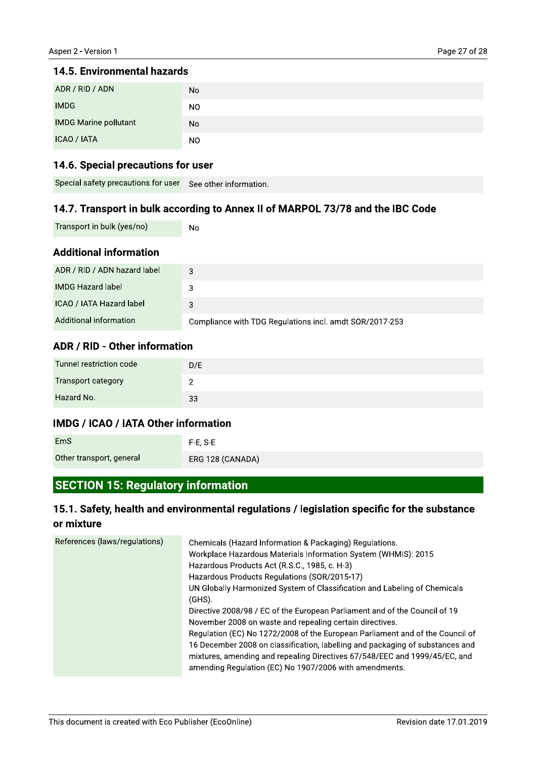### 14.5. Environmental hazards

| | |
|---|---|
| ADR / RID / ADN | No |
| IMDG | NO |
| IMDG Marine pollutant | No |
| ICAO / IATA | NO |

### 14.6. Special precautions for user

| | |
|---|---|
| Special safety precautions for user | See other information. |

### 14.7. Transport in bulk according to Annex II of MARPOL 73/78 and the IBC Code

| | |
|---|---|
| Transport in bulk (yes/no) | No |

### Additional information

| | |
|---|---|
| ADR / RID / ADN hazard label | 3 |
| IMDG Hazard label | 3 |
| ICAO / IATA Hazard label | 3 |
| Additional information | Compliance with TDG Regulations incl. amdt SOR/2017-253 |

### ADR / RID - Other information

| | |
|---|---|
| Tunnel restriction code | D/E |
| Transport category | 2 |
| Hazard No. | 33 |

### IMDG / ICAO / IATA Other information

| | |
|---|---|
| EmS | F-E, S-E |
| Other transport, general | ERG 128 (CANADA) |

## SECTION 15: Regulatory information

### 15.1. Safety, health and environmental regulations / legislation specific for the substance or mixture

| | |
|---|---|
| References (laws/regulations) | Chemicals (Hazard Information & Packaging) Regulations.<br>Workplace Hazardous Materials Information System (WHMIS): 2015<br>Hazardous Products Act (R.S.C., 1985, c. H-3)<br>Hazardous Products Regulations (SOR/2015-17)<br>UN Globally Harmonized System of Classification and Labeling of Chemicals (GHS).<br>Directive 2008/98 / EC of the European Parliament and of the Council of 19 November 2008 on waste and repealing certain directives.<br>Regulation (EC) No 1272/2008 of the European Parliament and of the Council of 16 December 2008 on classification, labelling and packaging of substances and mixtures, amending and repealing Directives 67/548/EEC and 1999/45/EC, and amending Regulation (EC) No 1907/2006 with amendments. |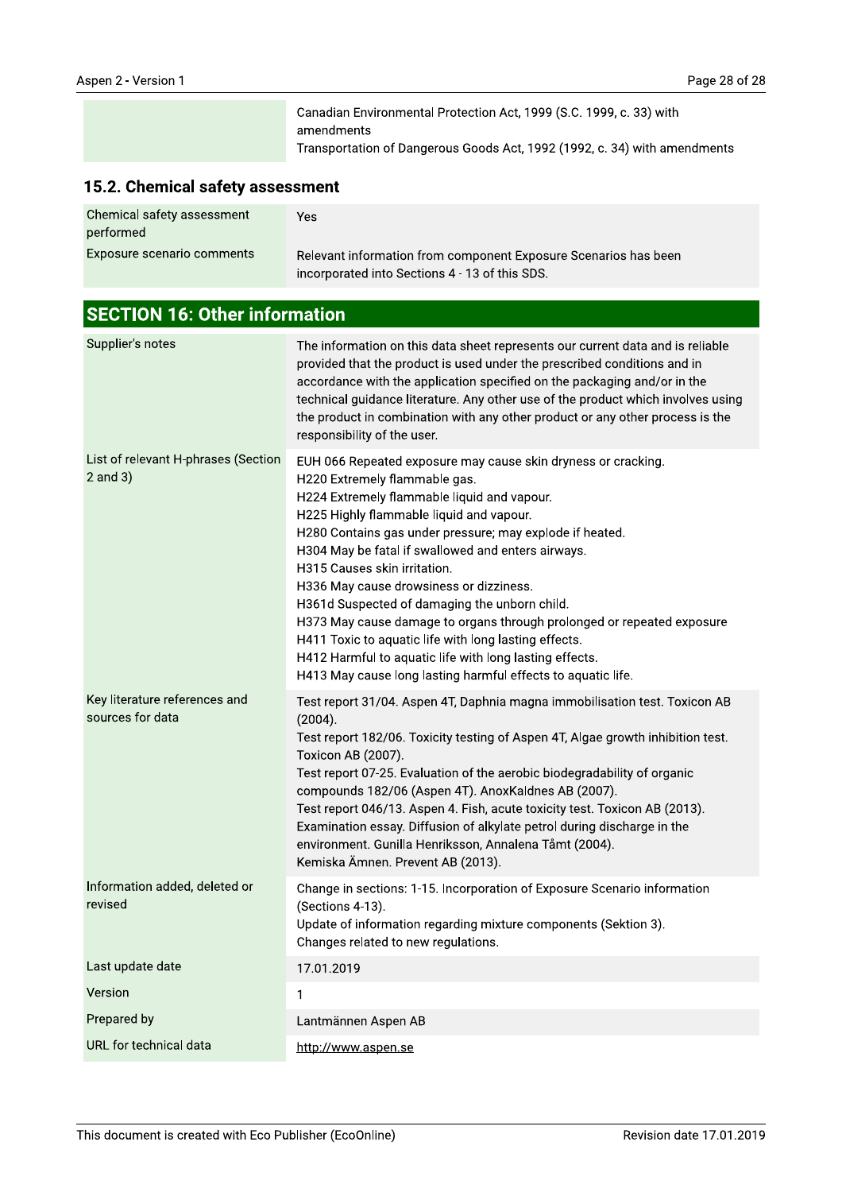| | |
|---|---|
| | Canadian Environmental Protection Act, 1999 (S.C. 1999, c. 33) with amendments<br>Transportation of Dangerous Goods Act, 1992 (1992, c. 34) with amendments |

### 15.2. Chemical safety assessment

| | |
|---|---|
| Chemical safety assessment performed | Yes |
| Exposure scenario comments | Relevant information from component Exposure Scenarios has been incorporated into Sections 4 - 13 of this SDS. |

## SECTION 16: Other information

| | |
|---|---|
| Supplier's notes | The information on this data sheet represents our current data and is reliable provided that the product is used under the prescribed conditions and in accordance with the application specified on the packaging and/or in the technical guidance literature. Any other use of the product which involves using the product in combination with any other product or any other process is the responsibility of the user. |
| List of relevant H-phrases (Section 2 and 3) | EUH 066 Repeated exposure may cause skin dryness or cracking.<br>H220 Extremely flammable gas.<br>H224 Extremely flammable liquid and vapour.<br>H225 Highly flammable liquid and vapour.<br>H280 Contains gas under pressure; may explode if heated.<br>H304 May be fatal if swallowed and enters airways.<br>H315 Causes skin irritation.<br>H336 May cause drowsiness or dizziness.<br>H361d Suspected of damaging the unborn child.<br>H373 May cause damage to organs through prolonged or repeated exposure<br>H411 Toxic to aquatic life with long lasting effects.<br>H412 Harmful to aquatic life with long lasting effects.<br>H413 May cause long lasting harmful effects to aquatic life. |
| Key literature references and sources for data | Test report 31/04. Aspen 4T, Daphnia magna immobilisation test. Toxicon AB (2004).<br>Test report 182/06. Toxicity testing of Aspen 4T, Algae growth inhibition test. Toxicon AB (2007).<br>Test report 07-25. Evaluation of the aerobic biodegradability of organic compounds 182/06 (Aspen 4T). AnoxKaldnes AB (2007).<br>Test report 046/13. Aspen 4. Fish, acute toxicity test. Toxicon AB (2013).<br>Examination essay. Diffusion of alkylate petrol during discharge in the environment. Gunilla Henriksson, Annalena Tåmt (2004).<br>Kemiska Ämnen. Prevent AB (2013). |
| Information added, deleted or revised | Change in sections: 1-15. Incorporation of Exposure Scenario information (Sections 4-13).<br>Update of information regarding mixture components (Sektion 3).<br>Changes related to new regulations. |
| Last update date | 17.01.2019 |
| Version | 1 |
| Prepared by | Lantmännen Aspen AB |
| URL for technical data | http://www.aspen.se |

This document is created with Eco Publisher (EcoOnline)

Revision date 17.01.2019